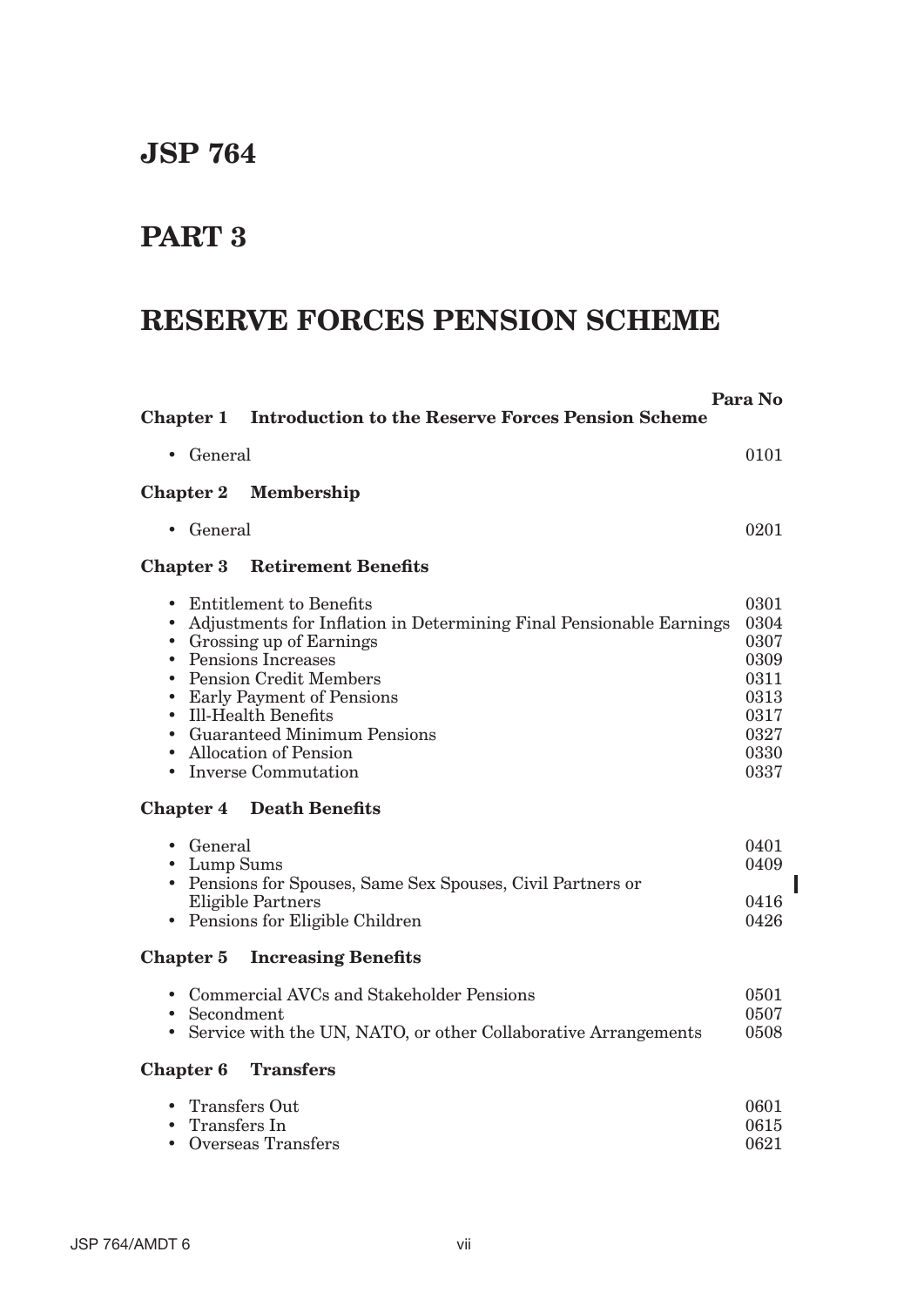# JSP 764

# PART 3

# RESERVE FORCES PENSION SCHEME

| | | Para No |
|---|---|---|
| **Chapter 1** | **Introduction to the Reserve Forces Pension Scheme** | |
| | • General | 0101 |
| **Chapter 2** | **Membership** | |
| | • General | 0201 |
| **Chapter 3** | **Retirement Benefits** | |
| | • Entitlement to Benefits | 0301 |
| | • Adjustments for Inflation in Determining Final Pensionable Earnings | 0304 |
| | • Grossing up of Earnings | 0307 |
| | • Pensions Increases | 0309 |
| | • Pension Credit Members | 0311 |
| | • Early Payment of Pensions | 0313 |
| | • Ill-Health Benefits | 0317 |
| | • Guaranteed Minimum Pensions | 0327 |
| | • Allocation of Pension | 0330 |
| | • Inverse Commutation | 0337 |
| **Chapter 4** | **Death Benefits** | |
| | • General | 0401 |
| | • Lump Sums | 0409 |
| | • Pensions for Spouses, Same Sex Spouses, Civil Partners or Eligible Partners | 0416 |
| | • Pensions for Eligible Children | 0426 |
| **Chapter 5** | **Increasing Benefits** | |
| | • Commercial AVCs and Stakeholder Pensions | 0501 |
| | • Secondment | 0507 |
| | • Service with the UN, NATO, or other Collaborative Arrangements | 0508 |
| **Chapter 6** | **Transfers** | |
| | • Transfers Out | 0601 |
| | • Transfers In | 0615 |
| | • Overseas Transfers | 0621 |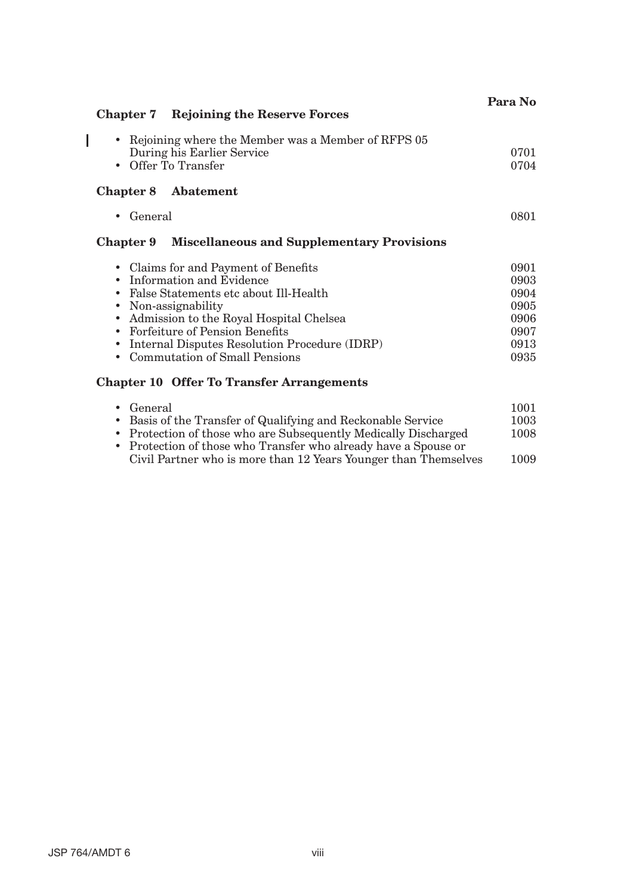| | Para No |
|---|---|
| **Chapter 7 Rejoining the Reserve Forces** | |
| • Rejoining where the Member was a Member of RFPS 05 During his Earlier Service | 0701 |
| • Offer To Transfer | 0704 |
| **Chapter 8 Abatement** | |
| • General | 0801 |
| **Chapter 9 Miscellaneous and Supplementary Provisions** | |
| • Claims for and Payment of Benefits | 0901 |
| • Information and Evidence | 0903 |
| • False Statements etc about Ill-Health | 0904 |
| • Non-assignability | 0905 |
| • Admission to the Royal Hospital Chelsea | 0906 |
| • Forfeiture of Pension Benefits | 0907 |
| • Internal Disputes Resolution Procedure (IDRP) | 0913 |
| • Commutation of Small Pensions | 0935 |
| **Chapter 10 Offer To Transfer Arrangements** | |
| • General | 1001 |
| • Basis of the Transfer of Qualifying and Reckonable Service | 1003 |
| • Protection of those who are Subsequently Medically Discharged | 1008 |
| • Protection of those who Transfer who already have a Spouse or Civil Partner who is more than 12 Years Younger than Themselves | 1009 |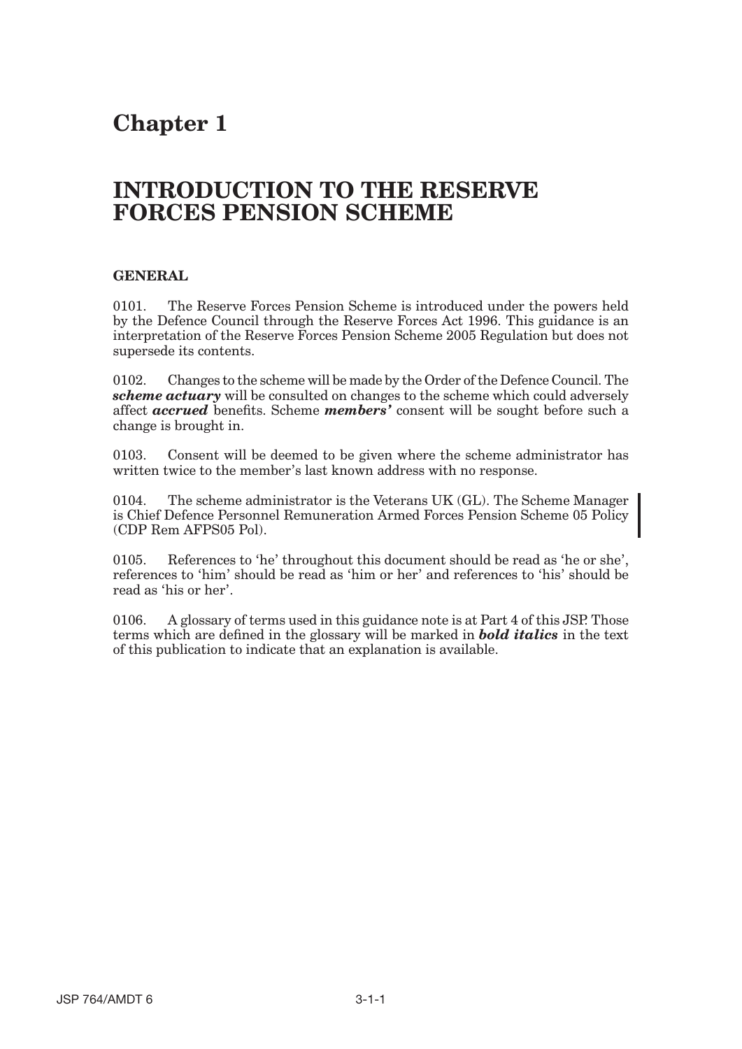# Chapter 1

# INTRODUCTION TO THE RESERVE FORCES PENSION SCHEME

### GENERAL

0101. The Reserve Forces Pension Scheme is introduced under the powers held by the Defence Council through the Reserve Forces Act 1996. This guidance is an interpretation of the Reserve Forces Pension Scheme 2005 Regulation but does not supersede its contents.

0102. Changes to the scheme will be made by the Order of the Defence Council. The ***scheme actuary*** will be consulted on changes to the scheme which could adversely affect ***accrued*** benefits. Scheme ***members'*** consent will be sought before such a change is brought in.

0103. Consent will be deemed to be given where the scheme administrator has written twice to the member's last known address with no response.

0104. The scheme administrator is the Veterans UK (GL). The Scheme Manager is Chief Defence Personnel Remuneration Armed Forces Pension Scheme 05 Policy (CDP Rem AFPS05 Pol).

0105. References to 'he' throughout this document should be read as 'he or she', references to 'him' should be read as 'him or her' and references to 'his' should be read as 'his or her'.

0106. A glossary of terms used in this guidance note is at Part 4 of this JSP. Those terms which are defined in the glossary will be marked in ***bold italics*** in the text of this publication to indicate that an explanation is available.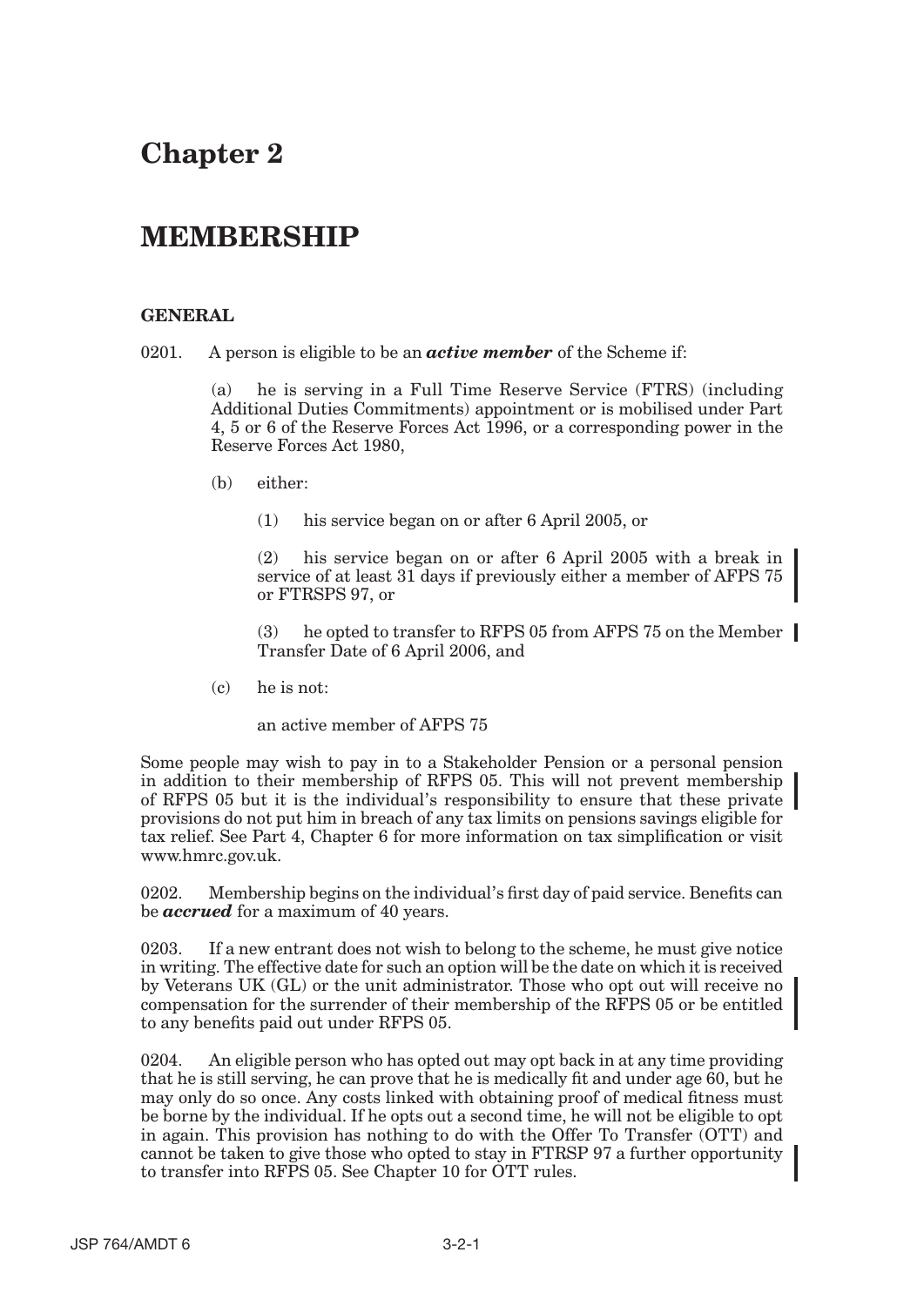# Chapter 2

# MEMBERSHIP

### GENERAL

0201. A person is eligible to be an ***active member*** of the Scheme if:

(a) he is serving in a Full Time Reserve Service (FTRS) (including Additional Duties Commitments) appointment or is mobilised under Part 4, 5 or 6 of the Reserve Forces Act 1996, or a corresponding power in the Reserve Forces Act 1980,

(b) either:

(1) his service began on or after 6 April 2005, or

(2) his service began on or after 6 April 2005 with a break in service of at least 31 days if previously either a member of AFPS 75 or FTRSPS 97, or

(3) he opted to transfer to RFPS 05 from AFPS 75 on the Member Transfer Date of 6 April 2006, and

(c) he is not:

an active member of AFPS 75

Some people may wish to pay in to a Stakeholder Pension or a personal pension in addition to their membership of RFPS 05. This will not prevent membership of RFPS 05 but it is the individual's responsibility to ensure that these private provisions do not put him in breach of any tax limits on pensions savings eligible for tax relief. See Part 4, Chapter 6 for more information on tax simplification or visit www.hmrc.gov.uk.

0202. Membership begins on the individual's first day of paid service. Benefits can be ***accrued*** for a maximum of 40 years.

0203. If a new entrant does not wish to belong to the scheme, he must give notice in writing. The effective date for such an option will be the date on which it is received by Veterans UK (GL) or the unit administrator. Those who opt out will receive no compensation for the surrender of their membership of the RFPS 05 or be entitled to any benefits paid out under RFPS 05.

0204. An eligible person who has opted out may opt back in at any time providing that he is still serving, he can prove that he is medically fit and under age 60, but he may only do so once. Any costs linked with obtaining proof of medical fitness must be borne by the individual. If he opts out a second time, he will not be eligible to opt in again. This provision has nothing to do with the Offer To Transfer (OTT) and cannot be taken to give those who opted to stay in FTRSP 97 a further opportunity to transfer into RFPS 05. See Chapter 10 for OTT rules.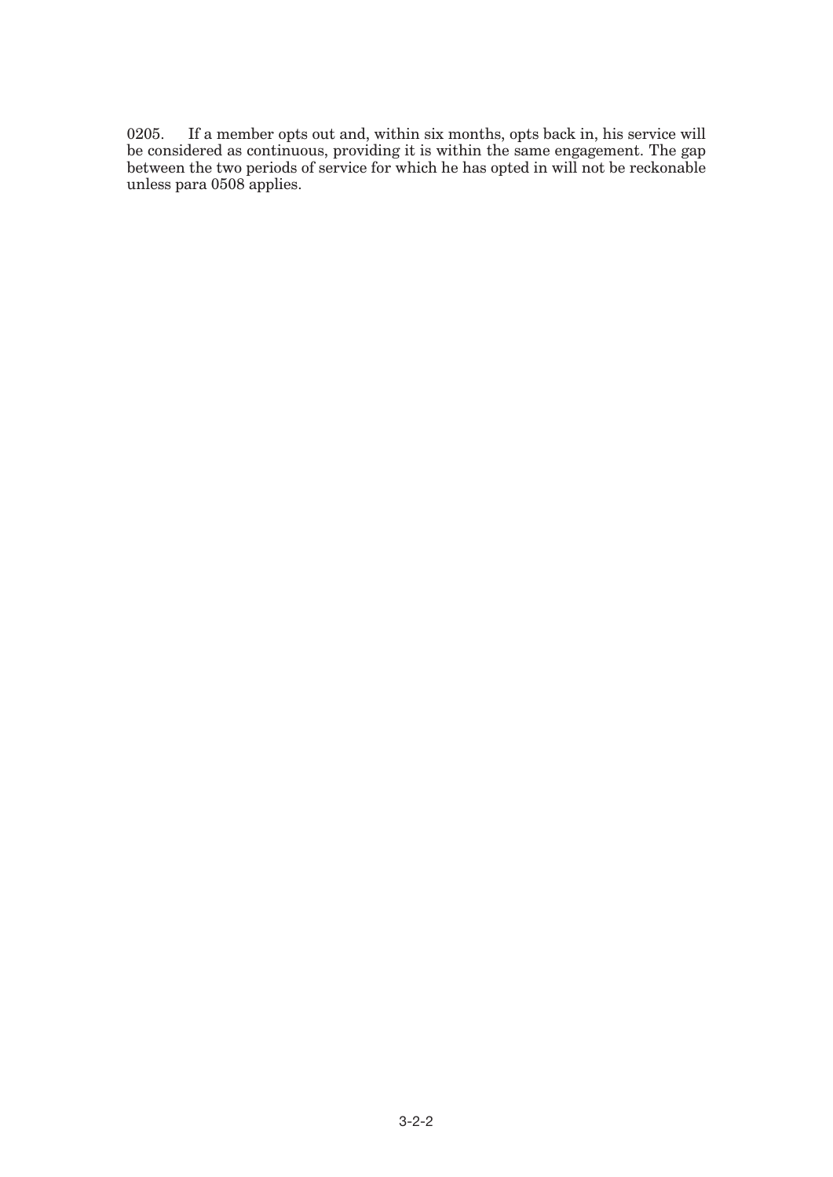0205. If a member opts out and, within six months, opts back in, his service will be considered as continuous, providing it is within the same engagement. The gap between the two periods of service for which he has opted in will not be reckonable unless para 0508 applies.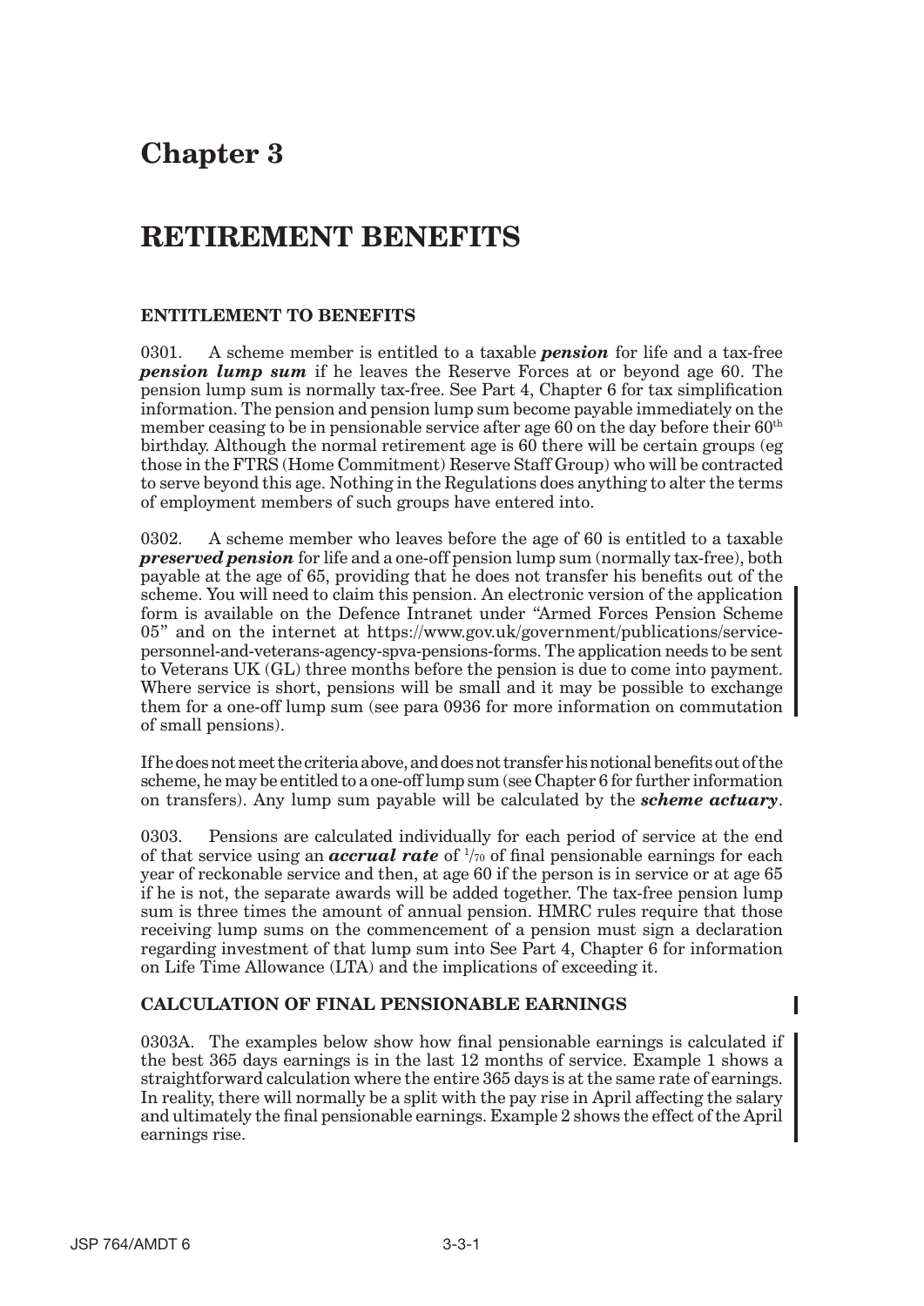# Chapter 3

# RETIREMENT BENEFITS

### ENTITLEMENT TO BENEFITS

0301. A scheme member is entitled to a taxable ***pension*** for life and a tax-free ***pension lump sum*** if he leaves the Reserve Forces at or beyond age 60. The pension lump sum is normally tax-free. See Part 4, Chapter 6 for tax simplification information. The pension and pension lump sum become payable immediately on the member ceasing to be in pensionable service after age 60 on the day before their 60th birthday. Although the normal retirement age is 60 there will be certain groups (eg those in the FTRS (Home Commitment) Reserve Staff Group) who will be contracted to serve beyond this age. Nothing in the Regulations does anything to alter the terms of employment members of such groups have entered into.

0302. A scheme member who leaves before the age of 60 is entitled to a taxable ***preserved pension*** for life and a one-off pension lump sum (normally tax-free), both payable at the age of 65, providing that he does not transfer his benefits out of the scheme. You will need to claim this pension. An electronic version of the application form is available on the Defence Intranet under "Armed Forces Pension Scheme 05" and on the internet at https://www.gov.uk/government/publications/service-personnel-and-veterans-agency-spva-pensions-forms. The application needs to be sent to Veterans UK (GL) three months before the pension is due to come into payment. Where service is short, pensions will be small and it may be possible to exchange them for a one-off lump sum (see para 0936 for more information on commutation of small pensions).

If he does not meet the criteria above, and does not transfer his notional benefits out of the scheme, he may be entitled to a one-off lump sum (see Chapter 6 for further information on transfers). Any lump sum payable will be calculated by the ***scheme actuary***.

0303. Pensions are calculated individually for each period of service at the end of that service using an ***accrual rate*** of $^1/_{70}$ of final pensionable earnings for each year of reckonable service and then, at age 60 if the person is in service or at age 65 if he is not, the separate awards will be added together. The tax-free pension lump sum is three times the amount of annual pension. HMRC rules require that those receiving lump sums on the commencement of a pension must sign a declaration regarding investment of that lump sum into See Part 4, Chapter 6 for information on Life Time Allowance (LTA) and the implications of exceeding it.

### CALCULATION OF FINAL PENSIONABLE EARNINGS

0303A. The examples below show how final pensionable earnings is calculated if the best 365 days earnings is in the last 12 months of service. Example 1 shows a straightforward calculation where the entire 365 days is at the same rate of earnings. In reality, there will normally be a split with the pay rise in April affecting the salary and ultimately the final pensionable earnings. Example 2 shows the effect of the April earnings rise.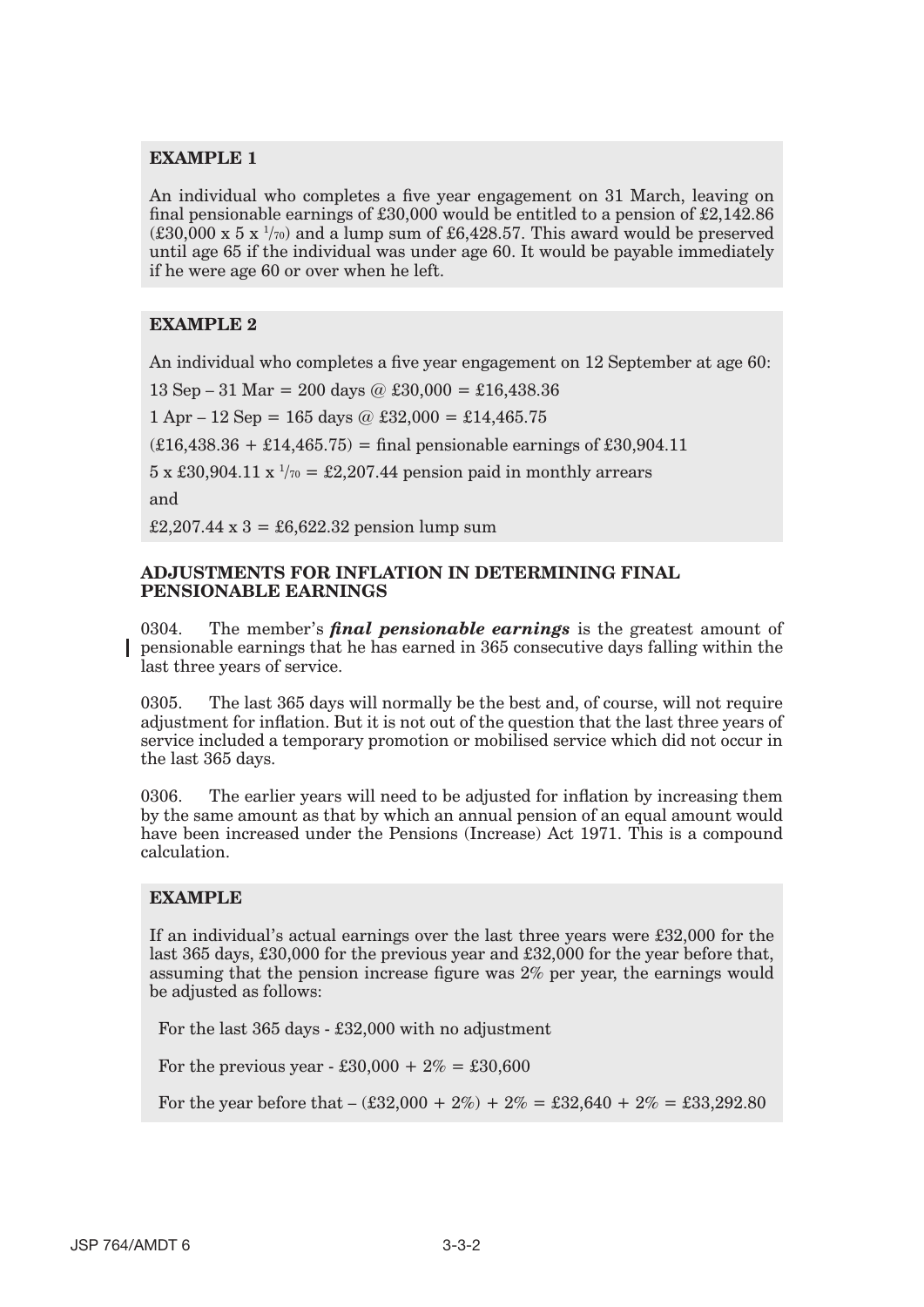**EXAMPLE 1**

An individual who completes a five year engagement on 31 March, leaving on final pensionable earnings of £30,000 would be entitled to a pension of £2,142.86 (£30,000 x 5 x $^{1}/_{70}$) and a lump sum of £6,428.57. This award would be preserved until age 65 if the individual was under age 60. It would be payable immediately if he were age 60 or over when he left.

**EXAMPLE 2**

An individual who completes a five year engagement on 12 September at age 60:

13 Sep – 31 Mar = 200 days @ £30,000 = £16,438.36

1 Apr – 12 Sep = 165 days @ £32,000 = £14,465.75

(£16,438.36 + £14,465.75) = final pensionable earnings of £30,904.11

5 x £30,904.11 x $^{1}/_{70}$ = £2,207.44 pension paid in monthly arrears

and

£2,207.44 x 3 = £6,622.32 pension lump sum

### ADJUSTMENTS FOR INFLATION IN DETERMINING FINAL PENSIONABLE EARNINGS

0304. The member's ***final pensionable earnings*** is the greatest amount of pensionable earnings that he has earned in 365 consecutive days falling within the last three years of service.

0305. The last 365 days will normally be the best and, of course, will not require adjustment for inflation. But it is not out of the question that the last three years of service included a temporary promotion or mobilised service which did not occur in the last 365 days.

0306. The earlier years will need to be adjusted for inflation by increasing them by the same amount as that by which an annual pension of an equal amount would have been increased under the Pensions (Increase) Act 1971. This is a compound calculation.

**EXAMPLE**

If an individual's actual earnings over the last three years were £32,000 for the last 365 days, £30,000 for the previous year and £32,000 for the year before that, assuming that the pension increase figure was 2% per year, the earnings would be adjusted as follows:

For the last 365 days - £32,000 with no adjustment

For the previous year - £30,000 + 2% = £30,600

For the year before that – (£32,000 + 2%) + 2% = £32,640 + 2% = £33,292.80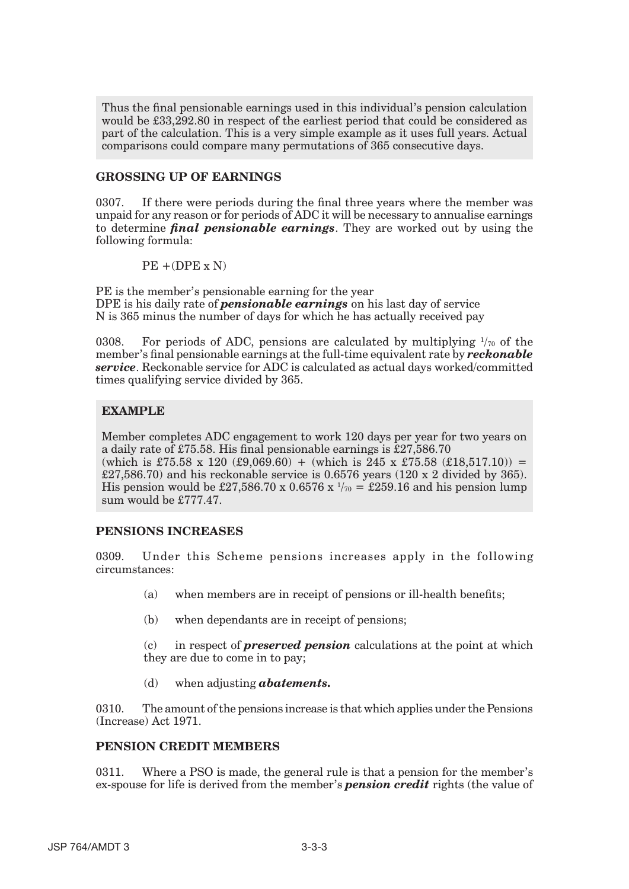Thus the final pensionable earnings used in this individual's pension calculation would be £33,292.80 in respect of the earliest period that could be considered as part of the calculation. This is a very simple example as it uses full years. Actual comparisons could compare many permutations of 365 consecutive days.

### GROSSING UP OF EARNINGS

0307. If there were periods during the final three years where the member was unpaid for any reason or for periods of ADC it will be necessary to annualise earnings to determine ***final pensionable earnings***. They are worked out by using the following formula:

PE +(DPE x N)

PE is the member's pensionable earning for the year
DPE is his daily rate of ***pensionable earnings*** on his last day of service
N is 365 minus the number of days for which he has actually received pay

0308. For periods of ADC, pensions are calculated by multiplying $^{1}/_{70}$ of the member's final pensionable earnings at the full-time equivalent rate by ***reckonable service***. Reckonable service for ADC is calculated as actual days worked/committed times qualifying service divided by 365.

#### EXAMPLE

Member completes ADC engagement to work 120 days per year for two years on a daily rate of £75.58. His final pensionable earnings is £27,586.70 (which is £75.58 x 120 (£9,069.60) + (which is 245 x £75.58 (£18,517.10)) = £27,586.70) and his reckonable service is 0.6576 years (120 x 2 divided by 365). His pension would be £27,586.70 x 0.6576 x $^{1}/_{70}$ = £259.16 and his pension lump sum would be £777.47.

### PENSIONS INCREASES

0309. Under this Scheme pensions increases apply in the following circumstances:

(a) when members are in receipt of pensions or ill-health benefits;

(b) when dependants are in receipt of pensions;

(c) in respect of ***preserved pension*** calculations at the point at which they are due to come in to pay;

(d) when adjusting ***abatements.***

0310. The amount of the pensions increase is that which applies under the Pensions (Increase) Act 1971.

### PENSION CREDIT MEMBERS

0311. Where a PSO is made, the general rule is that a pension for the member's ex-spouse for life is derived from the member's ***pension credit*** rights (the value of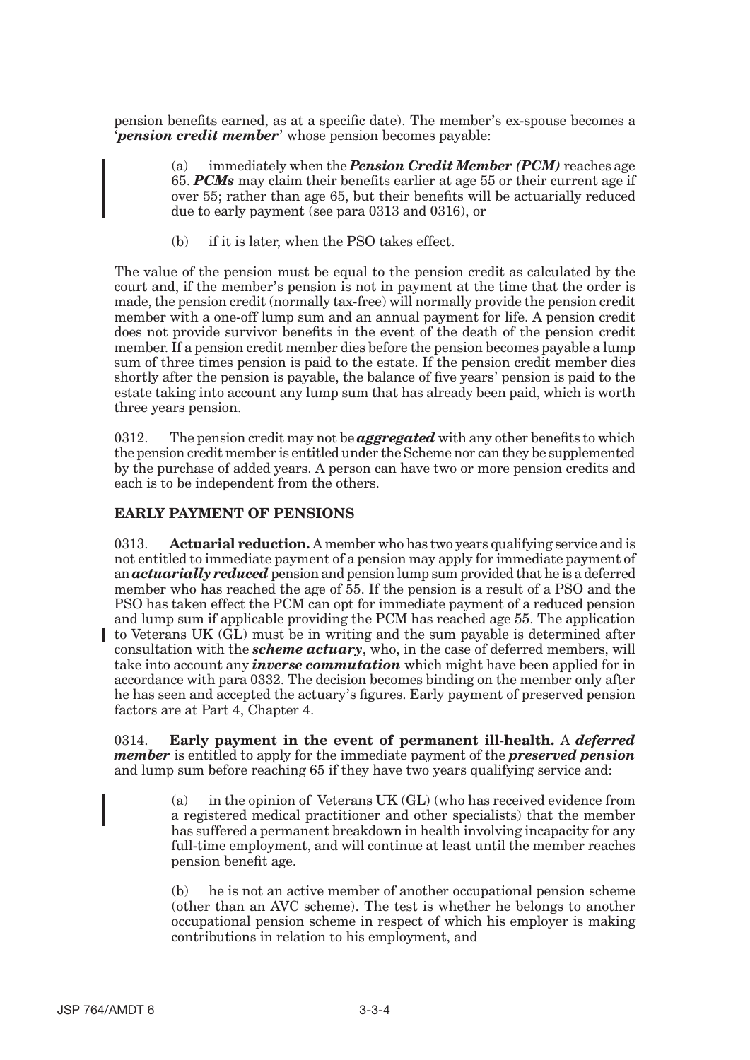pension benefits earned, as at a specific date). The member's ex-spouse becomes a '***pension credit member***' whose pension becomes payable:

> (a) immediately when the ***Pension Credit Member (PCM)*** reaches age 65. ***PCMs*** may claim their benefits earlier at age 55 or their current age if over 55; rather than age 65, but their benefits will be actuarially reduced due to early payment (see para 0313 and 0316), or
>
> (b) if it is later, when the PSO takes effect.

The value of the pension must be equal to the pension credit as calculated by the court and, if the member's pension is not in payment at the time that the order is made, the pension credit (normally tax-free) will normally provide the pension credit member with a one-off lump sum and an annual payment for life. A pension credit does not provide survivor benefits in the event of the death of the pension credit member. If a pension credit member dies before the pension becomes payable a lump sum of three times pension is paid to the estate. If the pension credit member dies shortly after the pension is payable, the balance of five years' pension is paid to the estate taking into account any lump sum that has already been paid, which is worth three years pension.

0312. The pension credit may not be ***aggregated*** with any other benefits to which the pension credit member is entitled under the Scheme nor can they be supplemented by the purchase of added years. A person can have two or more pension credits and each is to be independent from the others.

## EARLY PAYMENT OF PENSIONS

0313. **Actuarial reduction.** A member who has two years qualifying service and is not entitled to immediate payment of a pension may apply for immediate payment of an ***actuarially reduced*** pension and pension lump sum provided that he is a deferred member who has reached the age of 55. If the pension is a result of a PSO and the PSO has taken effect the PCM can opt for immediate payment of a reduced pension and lump sum if applicable providing the PCM has reached age 55. The application to Veterans UK (GL) must be in writing and the sum payable is determined after consultation with the ***scheme actuary***, who, in the case of deferred members, will take into account any ***inverse commutation*** which might have been applied for in accordance with para 0332. The decision becomes binding on the member only after he has seen and accepted the actuary's figures. Early payment of preserved pension factors are at Part 4, Chapter 4.

0314. **Early payment in the event of permanent ill-health.** A ***deferred member*** is entitled to apply for the immediate payment of the ***preserved pension*** and lump sum before reaching 65 if they have two years qualifying service and:

> (a) in the opinion of Veterans UK (GL) (who has received evidence from a registered medical practitioner and other specialists) that the member has suffered a permanent breakdown in health involving incapacity for any full-time employment, and will continue at least until the member reaches pension benefit age.
>
> (b) he is not an active member of another occupational pension scheme (other than an AVC scheme). The test is whether he belongs to another occupational pension scheme in respect of which his employer is making contributions in relation to his employment, and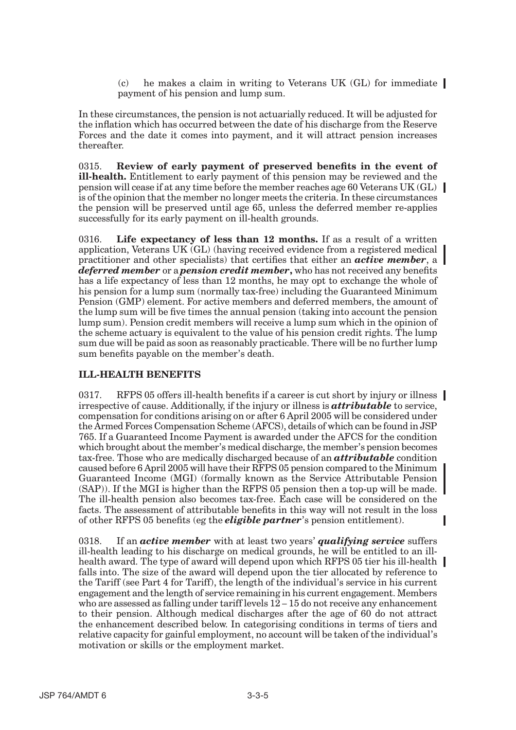(c) he makes a claim in writing to Veterans UK (GL) for immediate payment of his pension and lump sum.

In these circumstances, the pension is not actuarially reduced. It will be adjusted for the inflation which has occurred between the date of his discharge from the Reserve Forces and the date it comes into payment, and it will attract pension increases thereafter.

0315. **Review of early payment of preserved benefits in the event of ill-health.** Entitlement to early payment of this pension may be reviewed and the pension will cease if at any time before the member reaches age 60 Veterans UK (GL) is of the opinion that the member no longer meets the criteria. In these circumstances the pension will be preserved until age 65, unless the deferred member re-applies successfully for its early payment on ill-health grounds.

0316. **Life expectancy of less than 12 months.** If as a result of a written application, Veterans UK (GL) (having received evidence from a registered medical practitioner and other specialists) that certifies that either an ***active member***, a ***deferred member*** or a ***pension credit member*****,** who has not received any benefits has a life expectancy of less than 12 months, he may opt to exchange the whole of his pension for a lump sum (normally tax-free) including the Guaranteed Minimum Pension (GMP) element. For active members and deferred members, the amount of the lump sum will be five times the annual pension (taking into account the pension lump sum). Pension credit members will receive a lump sum which in the opinion of the scheme actuary is equivalent to the value of his pension credit rights. The lump sum due will be paid as soon as reasonably practicable. There will be no further lump sum benefits payable on the member's death.

## ILL-HEALTH BENEFITS

0317. RFPS 05 offers ill-health benefits if a career is cut short by injury or illness irrespective of cause. Additionally, if the injury or illness is ***attributable*** to service, compensation for conditions arising on or after 6 April 2005 will be considered under the Armed Forces Compensation Scheme (AFCS), details of which can be found in JSP 765. If a Guaranteed Income Payment is awarded under the AFCS for the condition which brought about the member's medical discharge, the member's pension becomes tax-free. Those who are medically discharged because of an ***attributable*** condition caused before 6 April 2005 will have their RFPS 05 pension compared to the Minimum Guaranteed Income (MGI) (formally known as the Service Attributable Pension (SAP)). If the MGI is higher than the RFPS 05 pension then a top-up will be made. The ill-health pension also becomes tax-free. Each case will be considered on the facts. The assessment of attributable benefits in this way will not result in the loss of other RFPS 05 benefits (eg the ***eligible partner***'s pension entitlement).

0318. If an ***active member*** with at least two years' ***qualifying service*** suffers ill-health leading to his discharge on medical grounds, he will be entitled to an ill-health award. The type of award will depend upon which RFPS 05 tier his ill-health falls into. The size of the award will depend upon the tier allocated by reference to the Tariff (see Part 4 for Tariff), the length of the individual's service in his current engagement and the length of service remaining in his current engagement. Members who are assessed as falling under tariff levels 12 – 15 do not receive any enhancement to their pension. Although medical discharges after the age of 60 do not attract the enhancement described below. In categorising conditions in terms of tiers and relative capacity for gainful employment, no account will be taken of the individual's motivation or skills or the employment market.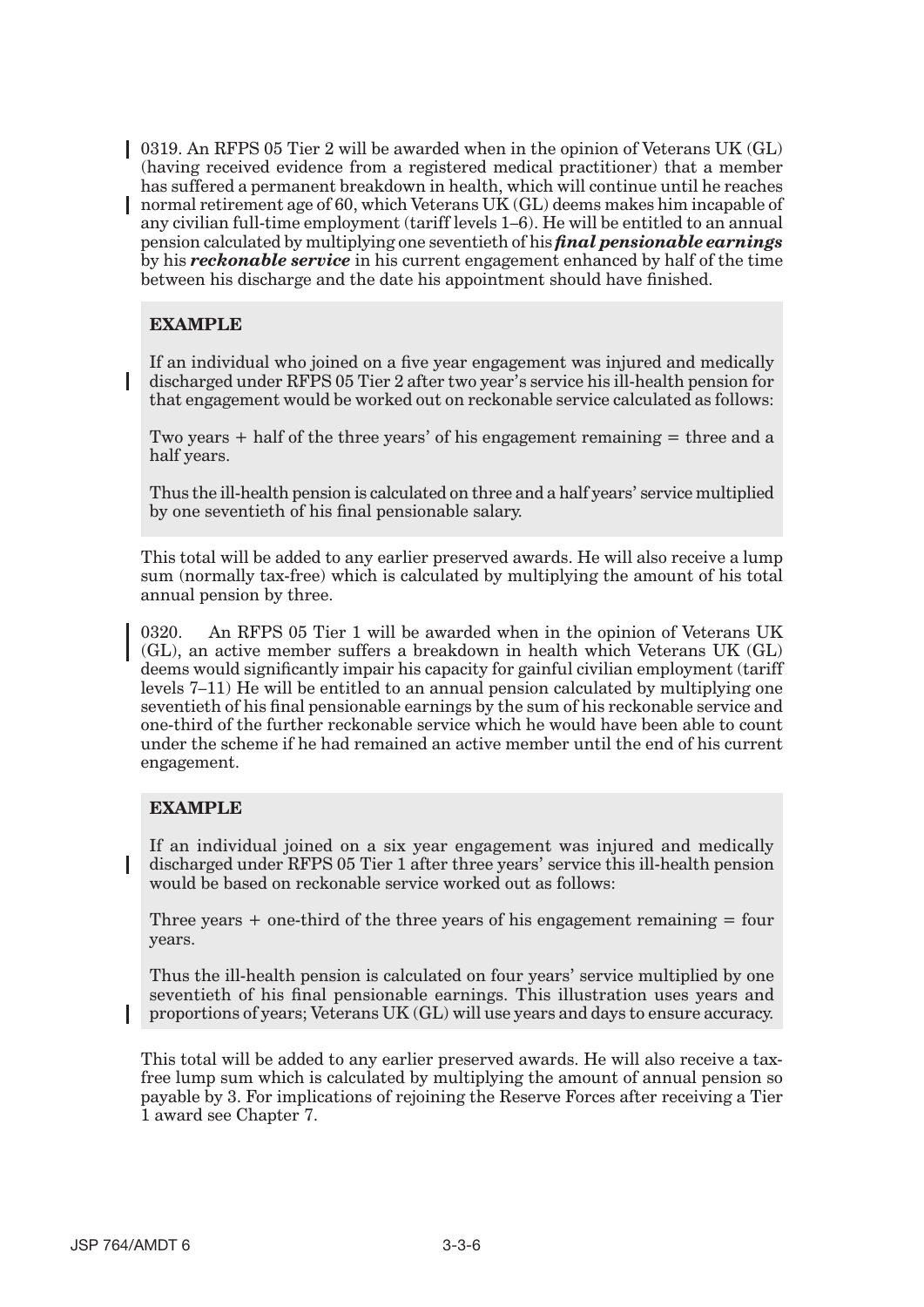0319. An RFPS 05 Tier 2 will be awarded when in the opinion of Veterans UK (GL) (having received evidence from a registered medical practitioner) that a member has suffered a permanent breakdown in health, which will continue until he reaches normal retirement age of 60, which Veterans UK (GL) deems makes him incapable of any civilian full-time employment (tariff levels 1–6). He will be entitled to an annual pension calculated by multiplying one seventieth of his ***final pensionable earnings*** by his ***reckonable service*** in his current engagement enhanced by half of the time between his discharge and the date his appointment should have finished.

> **EXAMPLE**
>
> If an individual who joined on a five year engagement was injured and medically discharged under RFPS 05 Tier 2 after two year's service his ill-health pension for that engagement would be worked out on reckonable service calculated as follows:
>
> Two years + half of the three years' of his engagement remaining = three and a half years.
>
> Thus the ill-health pension is calculated on three and a half years' service multiplied by one seventieth of his final pensionable salary.

This total will be added to any earlier preserved awards. He will also receive a lump sum (normally tax-free) which is calculated by multiplying the amount of his total annual pension by three.

0320. An RFPS 05 Tier 1 will be awarded when in the opinion of Veterans UK (GL), an active member suffers a breakdown in health which Veterans UK (GL) deems would significantly impair his capacity for gainful civilian employment (tariff levels 7–11) He will be entitled to an annual pension calculated by multiplying one seventieth of his final pensionable earnings by the sum of his reckonable service and one-third of the further reckonable service which he would have been able to count under the scheme if he had remained an active member until the end of his current engagement.

> **EXAMPLE**
>
> If an individual joined on a six year engagement was injured and medically discharged under RFPS 05 Tier 1 after three years' service this ill-health pension would be based on reckonable service worked out as follows:
>
> Three years + one-third of the three years of his engagement remaining = four years.
>
> Thus the ill-health pension is calculated on four years' service multiplied by one seventieth of his final pensionable earnings. This illustration uses years and proportions of years; Veterans UK (GL) will use years and days to ensure accuracy.

This total will be added to any earlier preserved awards. He will also receive a tax-free lump sum which is calculated by multiplying the amount of annual pension so payable by 3. For implications of rejoining the Reserve Forces after receiving a Tier 1 award see Chapter 7.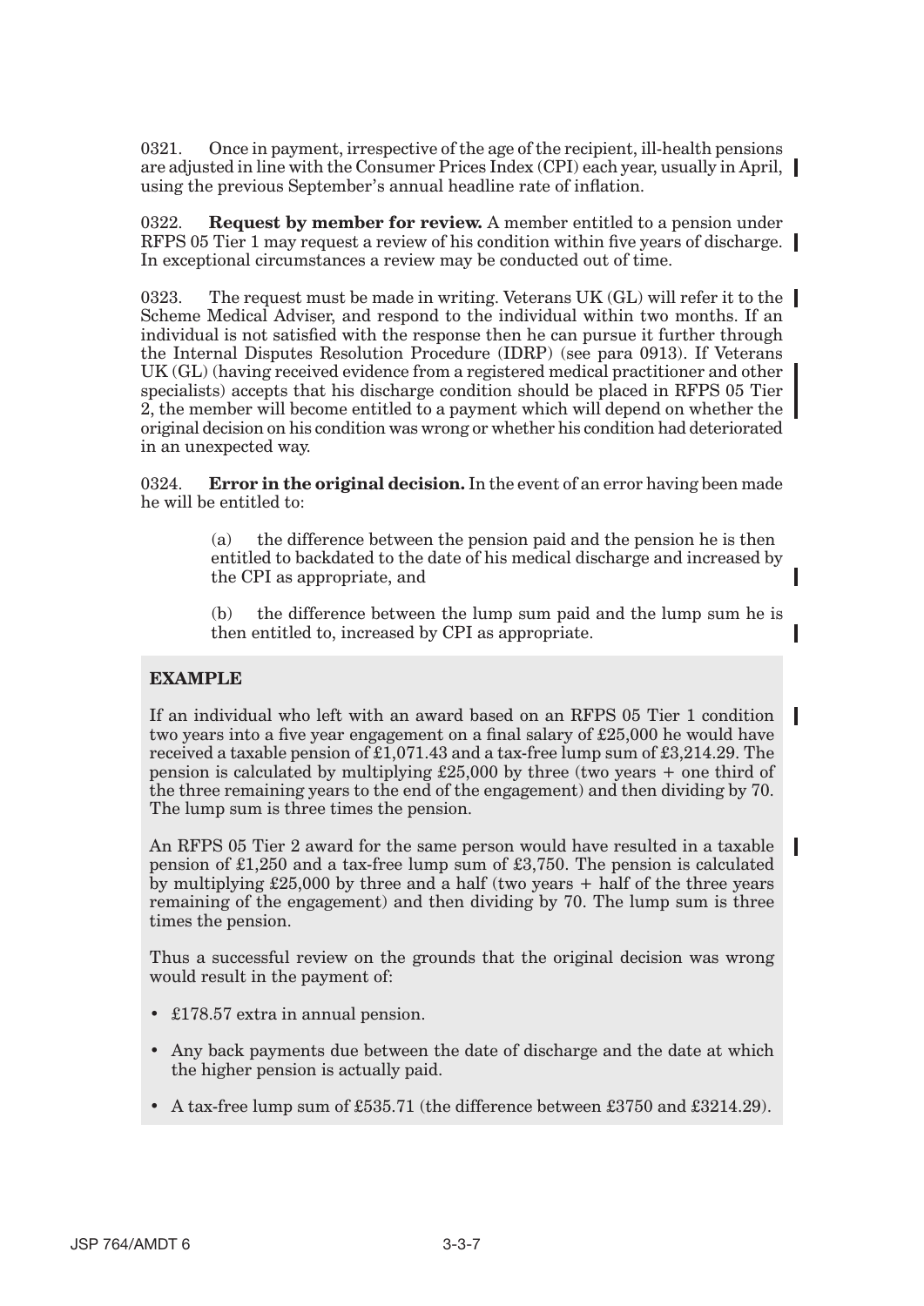0321. Once in payment, irrespective of the age of the recipient, ill-health pensions are adjusted in line with the Consumer Prices Index (CPI) each year, usually in April, using the previous September's annual headline rate of inflation.

0322. **Request by member for review.** A member entitled to a pension under RFPS 05 Tier 1 may request a review of his condition within five years of discharge. In exceptional circumstances a review may be conducted out of time.

0323. The request must be made in writing. Veterans UK (GL) will refer it to the Scheme Medical Adviser, and respond to the individual within two months. If an individual is not satisfied with the response then he can pursue it further through the Internal Disputes Resolution Procedure (IDRP) (see para 0913). If Veterans UK (GL) (having received evidence from a registered medical practitioner and other specialists) accepts that his discharge condition should be placed in RFPS 05 Tier 2, the member will become entitled to a payment which will depend on whether the original decision on his condition was wrong or whether his condition had deteriorated in an unexpected way.

0324. **Error in the original decision.** In the event of an error having been made he will be entitled to:

> (a) the difference between the pension paid and the pension he is then entitled to backdated to the date of his medical discharge and increased by the CPI as appropriate, and
>
> (b) the difference between the lump sum paid and the lump sum he is then entitled to, increased by CPI as appropriate.

**EXAMPLE**

If an individual who left with an award based on an RFPS 05 Tier 1 condition two years into a five year engagement on a final salary of £25,000 he would have received a taxable pension of £1,071.43 and a tax-free lump sum of £3,214.29. The pension is calculated by multiplying £25,000 by three (two years + one third of the three remaining years to the end of the engagement) and then dividing by 70. The lump sum is three times the pension.

An RFPS 05 Tier 2 award for the same person would have resulted in a taxable pension of £1,250 and a tax-free lump sum of £3,750. The pension is calculated by multiplying £25,000 by three and a half (two years + half of the three years remaining of the engagement) and then dividing by 70. The lump sum is three times the pension.

Thus a successful review on the grounds that the original decision was wrong would result in the payment of:

- £178.57 extra in annual pension.
- Any back payments due between the date of discharge and the date at which the higher pension is actually paid.
- A tax-free lump sum of £535.71 (the difference between £3750 and £3214.29).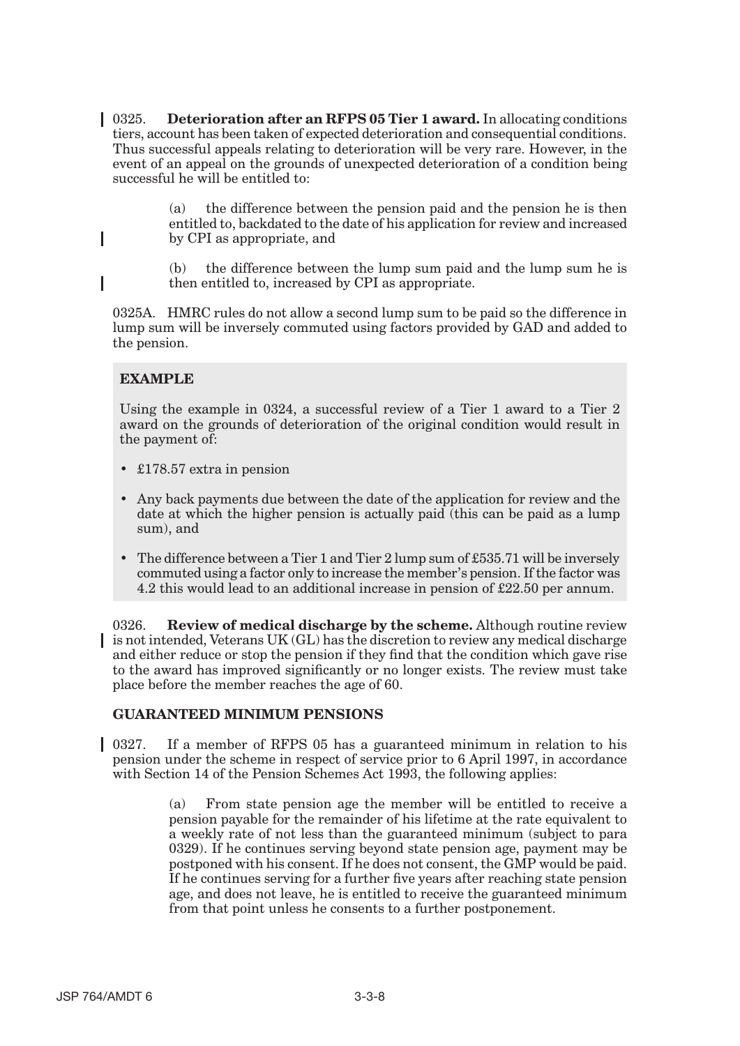0325. **Deterioration after an RFPS 05 Tier 1 award.** In allocating conditions tiers, account has been taken of expected deterioration and consequential conditions. Thus successful appeals relating to deterioration will be very rare. However, in the event of an appeal on the grounds of unexpected deterioration of a condition being successful he will be entitled to:

> (a) the difference between the pension paid and the pension he is then entitled to, backdated to the date of his application for review and increased by CPI as appropriate, and
>
> (b) the difference between the lump sum paid and the lump sum he is then entitled to, increased by CPI as appropriate.

0325A. HMRC rules do not allow a second lump sum to be paid so the difference in lump sum will be inversely commuted using factors provided by GAD and added to the pension.

**EXAMPLE**

Using the example in 0324, a successful review of a Tier 1 award to a Tier 2 award on the grounds of deterioration of the original condition would result in the payment of:

- £178.57 extra in pension
- Any back payments due between the date of the application for review and the date at which the higher pension is actually paid (this can be paid as a lump sum), and
- The difference between a Tier 1 and Tier 2 lump sum of £535.71 will be inversely commuted using a factor only to increase the member's pension. If the factor was 4.2 this would lead to an additional increase in pension of £22.50 per annum.

0326. **Review of medical discharge by the scheme.** Although routine review is not intended, Veterans UK (GL) has the discretion to review any medical discharge and either reduce or stop the pension if they find that the condition which gave rise to the award has improved significantly or no longer exists. The review must take place before the member reaches the age of 60.

## GUARANTEED MINIMUM PENSIONS

0327. If a member of RFPS 05 has a guaranteed minimum in relation to his pension under the scheme in respect of service prior to 6 April 1997, in accordance with Section 14 of the Pension Schemes Act 1993, the following applies:

> (a) From state pension age the member will be entitled to receive a pension payable for the remainder of his lifetime at the rate equivalent to a weekly rate of not less than the guaranteed minimum (subject to para 0329). If he continues serving beyond state pension age, payment may be postponed with his consent. If he does not consent, the GMP would be paid. If he continues serving for a further five years after reaching state pension age, and does not leave, he is entitled to receive the guaranteed minimum from that point unless he consents to a further postponement.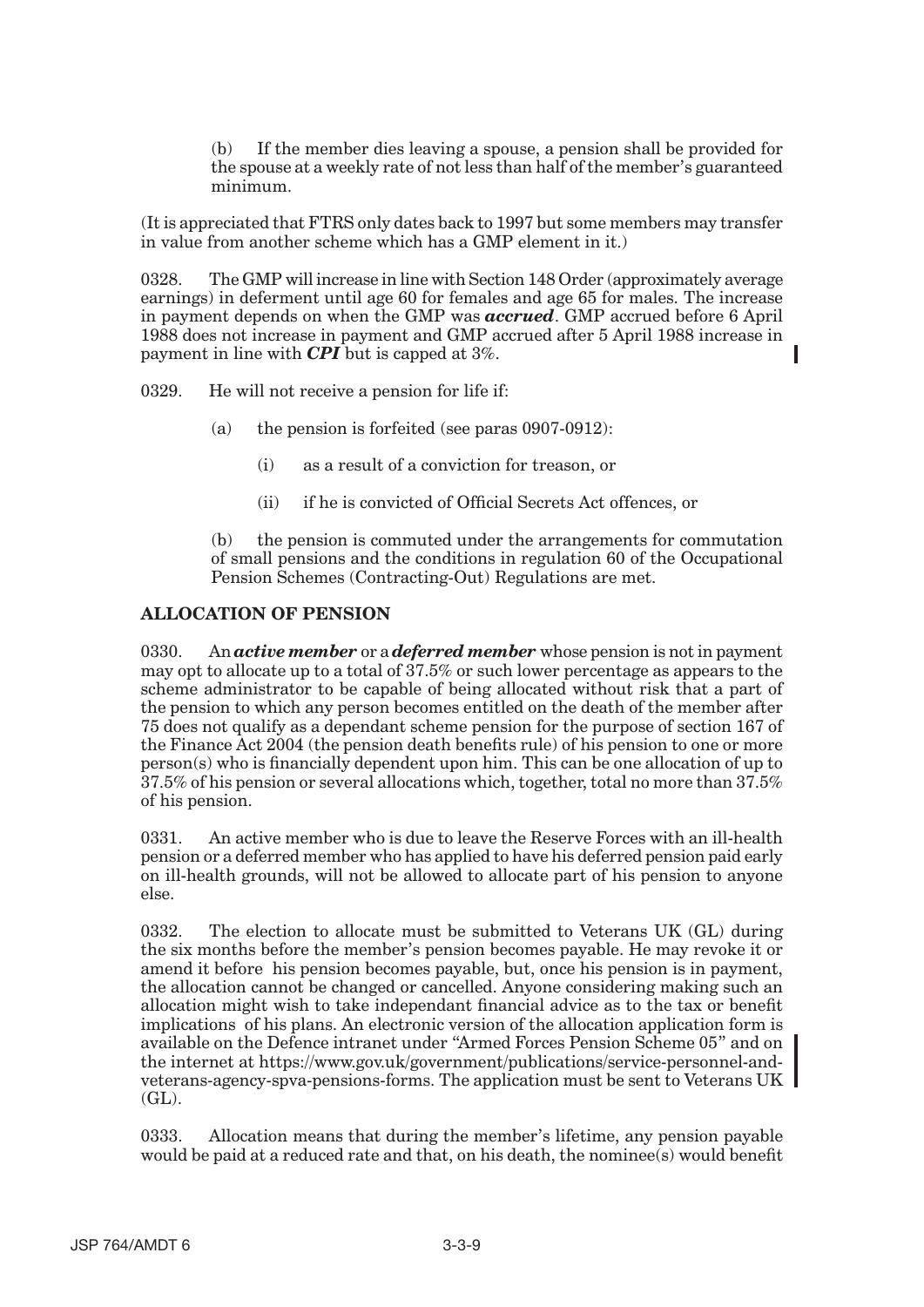(b) If the member dies leaving a spouse, a pension shall be provided for the spouse at a weekly rate of not less than half of the member's guaranteed minimum.

(It is appreciated that FTRS only dates back to 1997 but some members may transfer in value from another scheme which has a GMP element in it.)

0328. The GMP will increase in line with Section 148 Order (approximately average earnings) in deferment until age 60 for females and age 65 for males. The increase in payment depends on when the GMP was ***accrued***. GMP accrued before 6 April 1988 does not increase in payment and GMP accrued after 5 April 1988 increase in payment in line with ***CPI*** but is capped at 3%.

0329. He will not receive a pension for life if:

(a) the pension is forfeited (see paras 0907-0912):

(i) as a result of a conviction for treason, or

(ii) if he is convicted of Official Secrets Act offences, or

(b) the pension is commuted under the arrangements for commutation of small pensions and the conditions in regulation 60 of the Occupational Pension Schemes (Contracting-Out) Regulations are met.

## ALLOCATION OF PENSION

0330. An ***active member*** or a ***deferred member*** whose pension is not in payment may opt to allocate up to a total of 37.5% or such lower percentage as appears to the scheme administrator to be capable of being allocated without risk that a part of the pension to which any person becomes entitled on the death of the member after 75 does not qualify as a dependant scheme pension for the purpose of section 167 of the Finance Act 2004 (the pension death benefits rule) of his pension to one or more person(s) who is financially dependent upon him. This can be one allocation of up to 37.5% of his pension or several allocations which, together, total no more than 37.5% of his pension.

0331. An active member who is due to leave the Reserve Forces with an ill-health pension or a deferred member who has applied to have his deferred pension paid early on ill-health grounds, will not be allowed to allocate part of his pension to anyone else.

0332. The election to allocate must be submitted to Veterans UK (GL) during the six months before the member's pension becomes payable. He may revoke it or amend it before his pension becomes payable, but, once his pension is in payment, the allocation cannot be changed or cancelled. Anyone considering making such an allocation might wish to take independant financial advice as to the tax or benefit implications of his plans. An electronic version of the allocation application form is available on the Defence intranet under "Armed Forces Pension Scheme 05" and on the internet at https://www.gov.uk/government/publications/service-personnel-and-veterans-agency-spva-pensions-forms. The application must be sent to Veterans UK (GL).

0333. Allocation means that during the member's lifetime, any pension payable would be paid at a reduced rate and that, on his death, the nominee(s) would benefit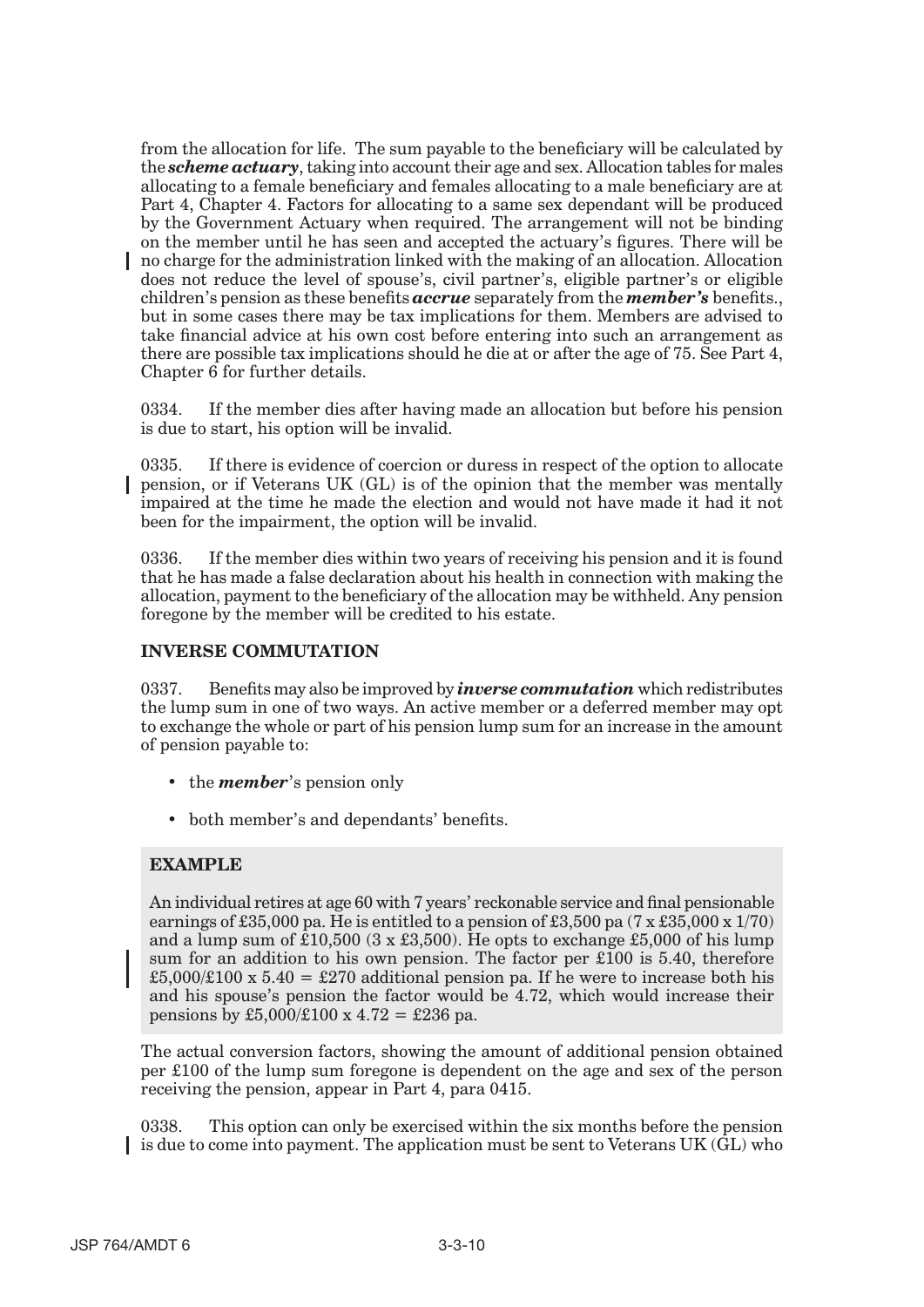from the allocation for life. The sum payable to the beneficiary will be calculated by the ***scheme actuary***, taking into account their age and sex. Allocation tables for males allocating to a female beneficiary and females allocating to a male beneficiary are at Part 4, Chapter 4. Factors for allocating to a same sex dependant will be produced by the Government Actuary when required. The arrangement will not be binding on the member until he has seen and accepted the actuary's figures. There will be no charge for the administration linked with the making of an allocation. Allocation does not reduce the level of spouse's, civil partner's, eligible partner's or eligible children's pension as these benefits ***accrue*** separately from the ***member's*** benefits., but in some cases there may be tax implications for them. Members are advised to take financial advice at his own cost before entering into such an arrangement as there are possible tax implications should he die at or after the age of 75. See Part 4, Chapter 6 for further details.

0334. If the member dies after having made an allocation but before his pension is due to start, his option will be invalid.

0335. If there is evidence of coercion or duress in respect of the option to allocate pension, or if Veterans UK (GL) is of the opinion that the member was mentally impaired at the time he made the election and would not have made it had it not been for the impairment, the option will be invalid.

0336. If the member dies within two years of receiving his pension and it is found that he has made a false declaration about his health in connection with making the allocation, payment to the beneficiary of the allocation may be withheld. Any pension foregone by the member will be credited to his estate.

## INVERSE COMMUTATION

0337. Benefits may also be improved by ***inverse commutation*** which redistributes the lump sum in one of two ways. An active member or a deferred member may opt to exchange the whole or part of his pension lump sum for an increase in the amount of pension payable to:

- the ***member***'s pension only
- both member's and dependants' benefits.

**EXAMPLE**

An individual retires at age 60 with 7 years' reckonable service and final pensionable earnings of £35,000 pa. He is entitled to a pension of £3,500 pa (7 x £35,000 x 1/70) and a lump sum of £10,500 (3 x £3,500). He opts to exchange £5,000 of his lump sum for an addition to his own pension. The factor per £100 is 5.40, therefore £5,000/£100 x 5.40 = £270 additional pension pa. If he were to increase both his and his spouse's pension the factor would be 4.72, which would increase their pensions by £5,000/£100 x 4.72 = £236 pa.

The actual conversion factors, showing the amount of additional pension obtained per £100 of the lump sum foregone is dependent on the age and sex of the person receiving the pension, appear in Part 4, para 0415.

0338. This option can only be exercised within the six months before the pension is due to come into payment. The application must be sent to Veterans UK (GL) who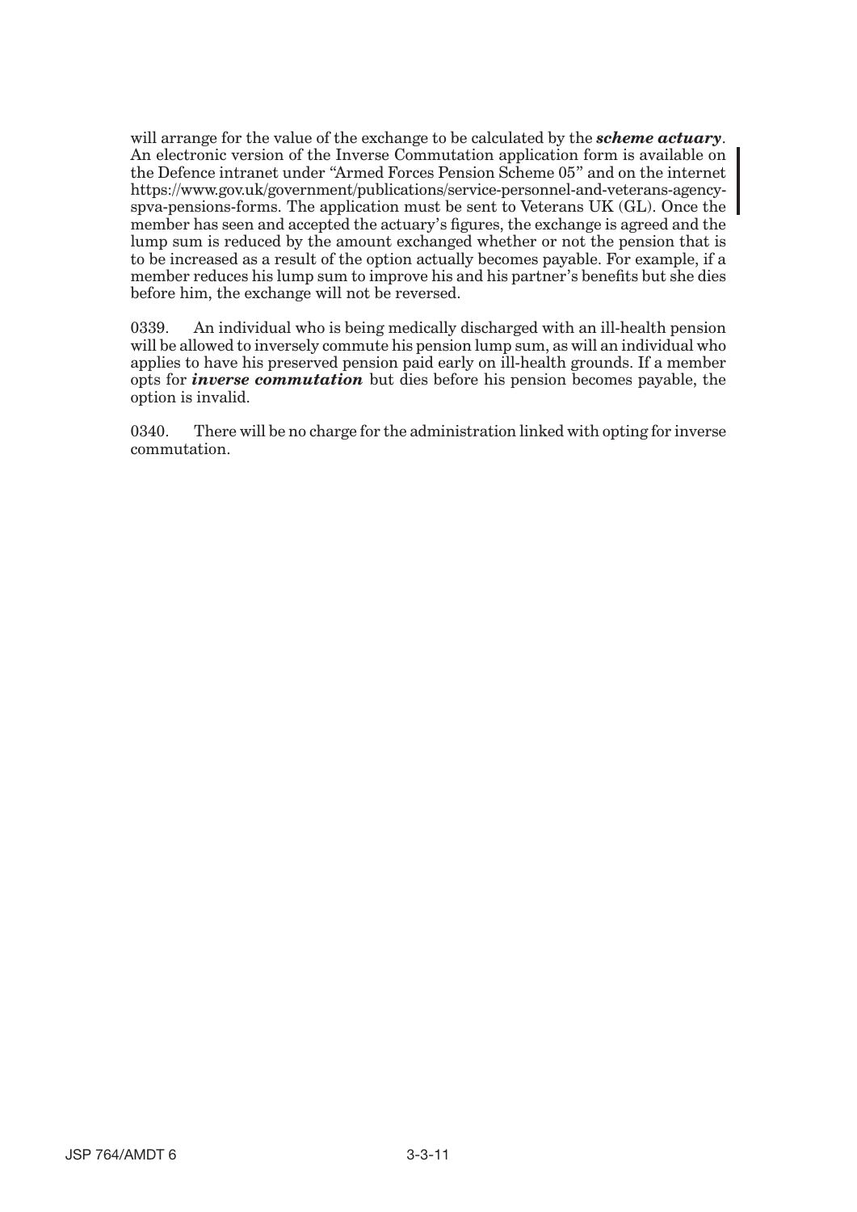will arrange for the value of the exchange to be calculated by the ***scheme actuary***. An electronic version of the Inverse Commutation application form is available on the Defence intranet under "Armed Forces Pension Scheme 05" and on the internet https://www.gov.uk/government/publications/service-personnel-and-veterans-agency-spva-pensions-forms. The application must be sent to Veterans UK (GL). Once the member has seen and accepted the actuary's figures, the exchange is agreed and the lump sum is reduced by the amount exchanged whether or not the pension that is to be increased as a result of the option actually becomes payable. For example, if a member reduces his lump sum to improve his and his partner's benefits but she dies before him, the exchange will not be reversed.

0339. An individual who is being medically discharged with an ill-health pension will be allowed to inversely commute his pension lump sum, as will an individual who applies to have his preserved pension paid early on ill-health grounds. If a member opts for ***inverse commutation*** but dies before his pension becomes payable, the option is invalid.

0340. There will be no charge for the administration linked with opting for inverse commutation.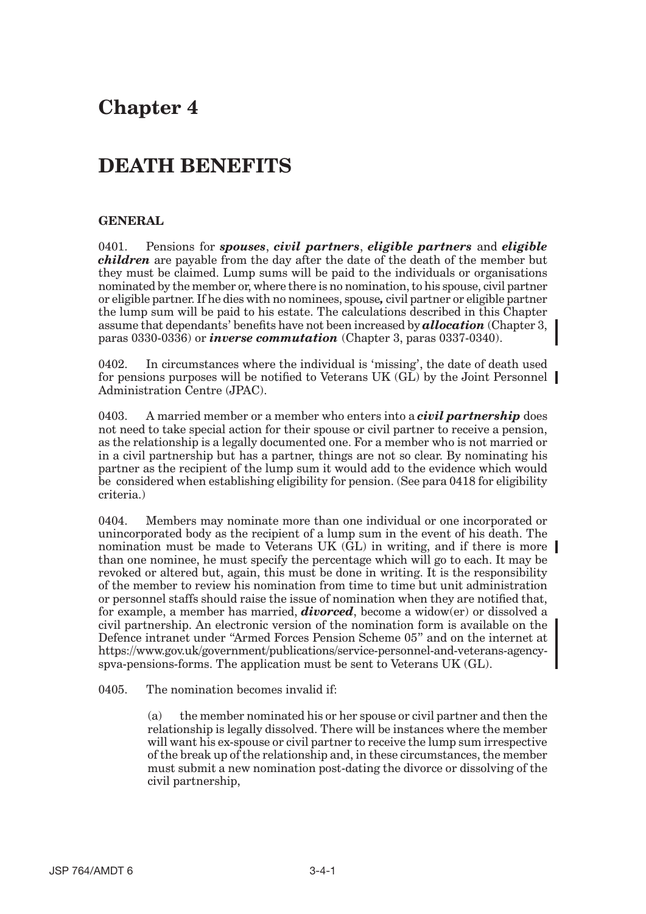# Chapter 4

# DEATH BENEFITS

### GENERAL

0401. Pensions for ***spouses***, ***civil partners***, ***eligible partners*** and ***eligible children*** are payable from the day after the date of the death of the member but they must be claimed. Lump sums will be paid to the individuals or organisations nominated by the member or, where there is no nomination, to his spouse, civil partner or eligible partner. If he dies with no nominees, spouse, civil partner or eligible partner the lump sum will be paid to his estate. The calculations described in this Chapter assume that dependants' benefits have not been increased by ***allocation*** (Chapter 3, paras 0330-0336) or ***inverse commutation*** (Chapter 3, paras 0337-0340).

0402. In circumstances where the individual is 'missing', the date of death used for pensions purposes will be notified to Veterans UK (GL) by the Joint Personnel Administration Centre (JPAC).

0403. A married member or a member who enters into a ***civil partnership*** does not need to take special action for their spouse or civil partner to receive a pension, as the relationship is a legally documented one. For a member who is not married or in a civil partnership but has a partner, things are not so clear. By nominating his partner as the recipient of the lump sum it would add to the evidence which would be considered when establishing eligibility for pension. (See para 0418 for eligibility criteria.)

0404. Members may nominate more than one individual or one incorporated or unincorporated body as the recipient of a lump sum in the event of his death. The nomination must be made to Veterans UK (GL) in writing, and if there is more than one nominee, he must specify the percentage which will go to each. It may be revoked or altered but, again, this must be done in writing. It is the responsibility of the member to review his nomination from time to time but unit administration or personnel staffs should raise the issue of nomination when they are notified that, for example, a member has married, ***divorced***, become a widow(er) or dissolved a civil partnership. An electronic version of the nomination form is available on the Defence intranet under "Armed Forces Pension Scheme 05" and on the internet at https://www.gov.uk/government/publications/service-personnel-and-veterans-agency-spva-pensions-forms. The application must be sent to Veterans UK (GL).

0405. The nomination becomes invalid if:

(a) the member nominated his or her spouse or civil partner and then the relationship is legally dissolved. There will be instances where the member will want his ex-spouse or civil partner to receive the lump sum irrespective of the break up of the relationship and, in these circumstances, the member must submit a new nomination post-dating the divorce or dissolving of the civil partnership,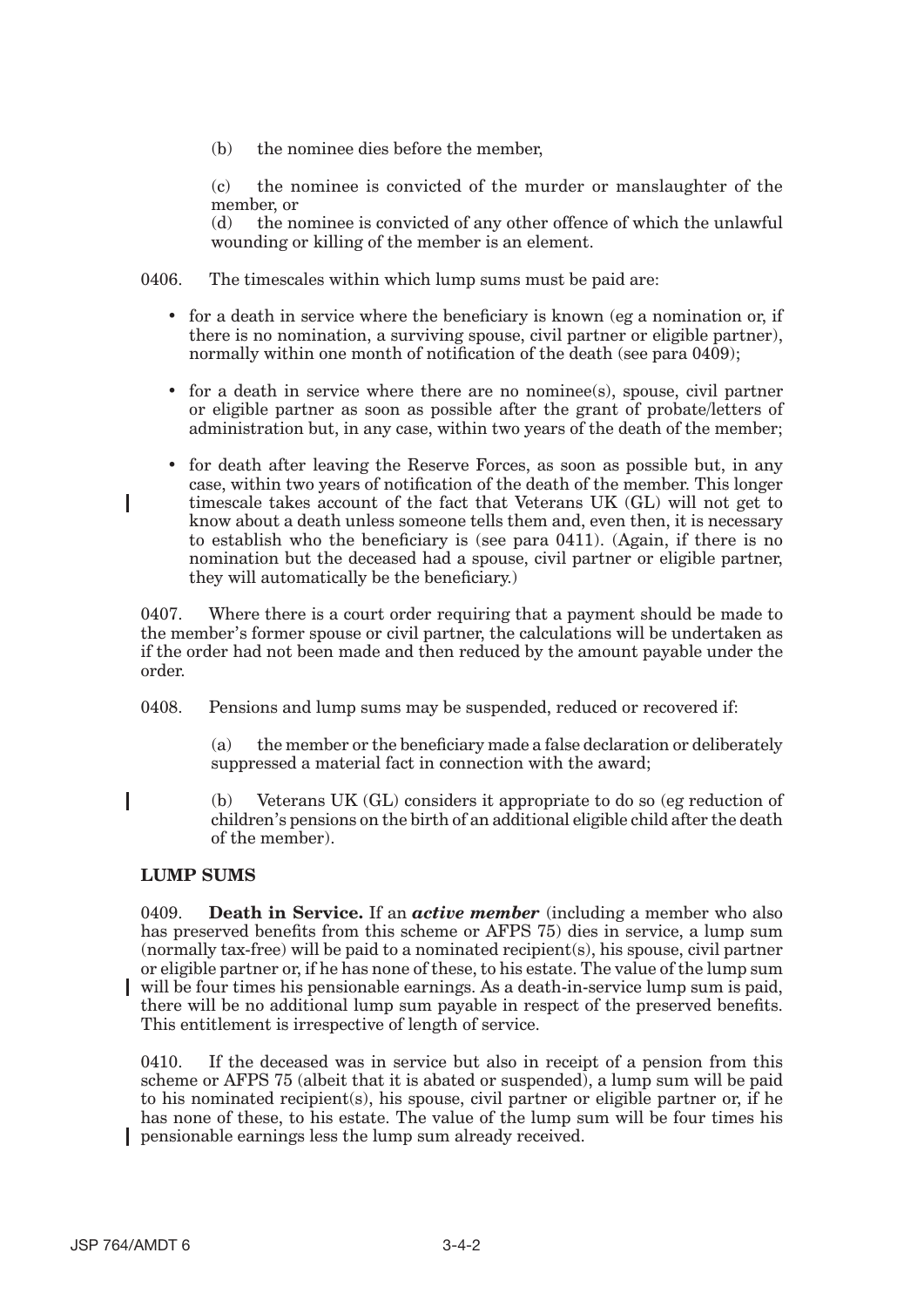(b) the nominee dies before the member,

(c) the nominee is convicted of the murder or manslaughter of the member, or

(d) the nominee is convicted of any other offence of which the unlawful wounding or killing of the member is an element.

0406. The timescales within which lump sums must be paid are:

- for a death in service where the beneficiary is known (eg a nomination or, if there is no nomination, a surviving spouse, civil partner or eligible partner), normally within one month of notification of the death (see para 0409);
- for a death in service where there are no nominee(s), spouse, civil partner or eligible partner as soon as possible after the grant of probate/letters of administration but, in any case, within two years of the death of the member;
- for death after leaving the Reserve Forces, as soon as possible but, in any case, within two years of notification of the death of the member. This longer timescale takes account of the fact that Veterans UK (GL) will not get to know about a death unless someone tells them and, even then, it is necessary to establish who the beneficiary is (see para 0411). (Again, if there is no nomination but the deceased had a spouse, civil partner or eligible partner, they will automatically be the beneficiary.)

0407. Where there is a court order requiring that a payment should be made to the member's former spouse or civil partner, the calculations will be undertaken as if the order had not been made and then reduced by the amount payable under the order.

0408. Pensions and lump sums may be suspended, reduced or recovered if:

(a) the member or the beneficiary made a false declaration or deliberately suppressed a material fact in connection with the award;

(b) Veterans UK (GL) considers it appropriate to do so (eg reduction of children's pensions on the birth of an additional eligible child after the death of the member).

## LUMP SUMS

0409. **Death in Service.** If an ***active member*** (including a member who also has preserved benefits from this scheme or AFPS 75) dies in service, a lump sum (normally tax-free) will be paid to a nominated recipient(s), his spouse, civil partner or eligible partner or, if he has none of these, to his estate. The value of the lump sum will be four times his pensionable earnings. As a death-in-service lump sum is paid, there will be no additional lump sum payable in respect of the preserved benefits. This entitlement is irrespective of length of service.

0410. If the deceased was in service but also in receipt of a pension from this scheme or AFPS 75 (albeit that it is abated or suspended), a lump sum will be paid to his nominated recipient(s), his spouse, civil partner or eligible partner or, if he has none of these, to his estate. The value of the lump sum will be four times his pensionable earnings less the lump sum already received.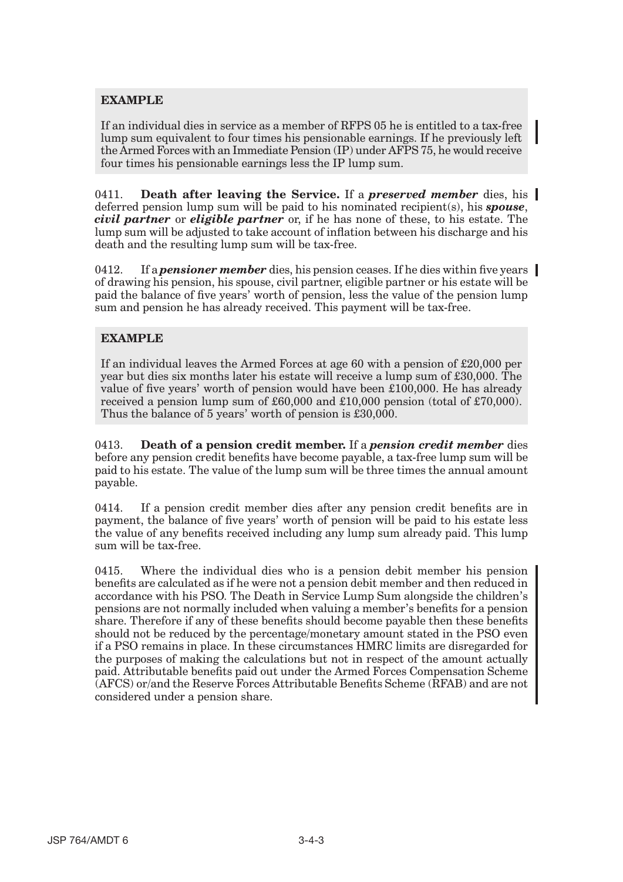**EXAMPLE**

If an individual dies in service as a member of RFPS 05 he is entitled to a tax-free lump sum equivalent to four times his pensionable earnings. If he previously left the Armed Forces with an Immediate Pension (IP) under AFPS 75, he would receive four times his pensionable earnings less the IP lump sum.

0411. **Death after leaving the Service.** If a ***preserved member*** dies, his deferred pension lump sum will be paid to his nominated recipient(s), his ***spouse***, ***civil partner*** or ***eligible partner*** or, if he has none of these, to his estate. The lump sum will be adjusted to take account of inflation between his discharge and his death and the resulting lump sum will be tax-free.

0412. If a ***pensioner member*** dies, his pension ceases. If he dies within five years of drawing his pension, his spouse, civil partner, eligible partner or his estate will be paid the balance of five years' worth of pension, less the value of the pension lump sum and pension he has already received. This payment will be tax-free.

**EXAMPLE**

If an individual leaves the Armed Forces at age 60 with a pension of £20,000 per year but dies six months later his estate will receive a lump sum of £30,000. The value of five years' worth of pension would have been £100,000. He has already received a pension lump sum of £60,000 and £10,000 pension (total of £70,000). Thus the balance of 5 years' worth of pension is £30,000.

0413. **Death of a pension credit member.** If a ***pension credit member*** dies before any pension credit benefits have become payable, a tax-free lump sum will be paid to his estate. The value of the lump sum will be three times the annual amount payable.

0414. If a pension credit member dies after any pension credit benefits are in payment, the balance of five years' worth of pension will be paid to his estate less the value of any benefits received including any lump sum already paid. This lump sum will be tax-free.

0415. Where the individual dies who is a pension debit member his pension benefits are calculated as if he were not a pension debit member and then reduced in accordance with his PSO. The Death in Service Lump Sum alongside the children's pensions are not normally included when valuing a member's benefits for a pension share. Therefore if any of these benefits should become payable then these benefits should not be reduced by the percentage/monetary amount stated in the PSO even if a PSO remains in place. In these circumstances HMRC limits are disregarded for the purposes of making the calculations but not in respect of the amount actually paid. Attributable benefits paid out under the Armed Forces Compensation Scheme (AFCS) or/and the Reserve Forces Attributable Benefits Scheme (RFAB) and are not considered under a pension share.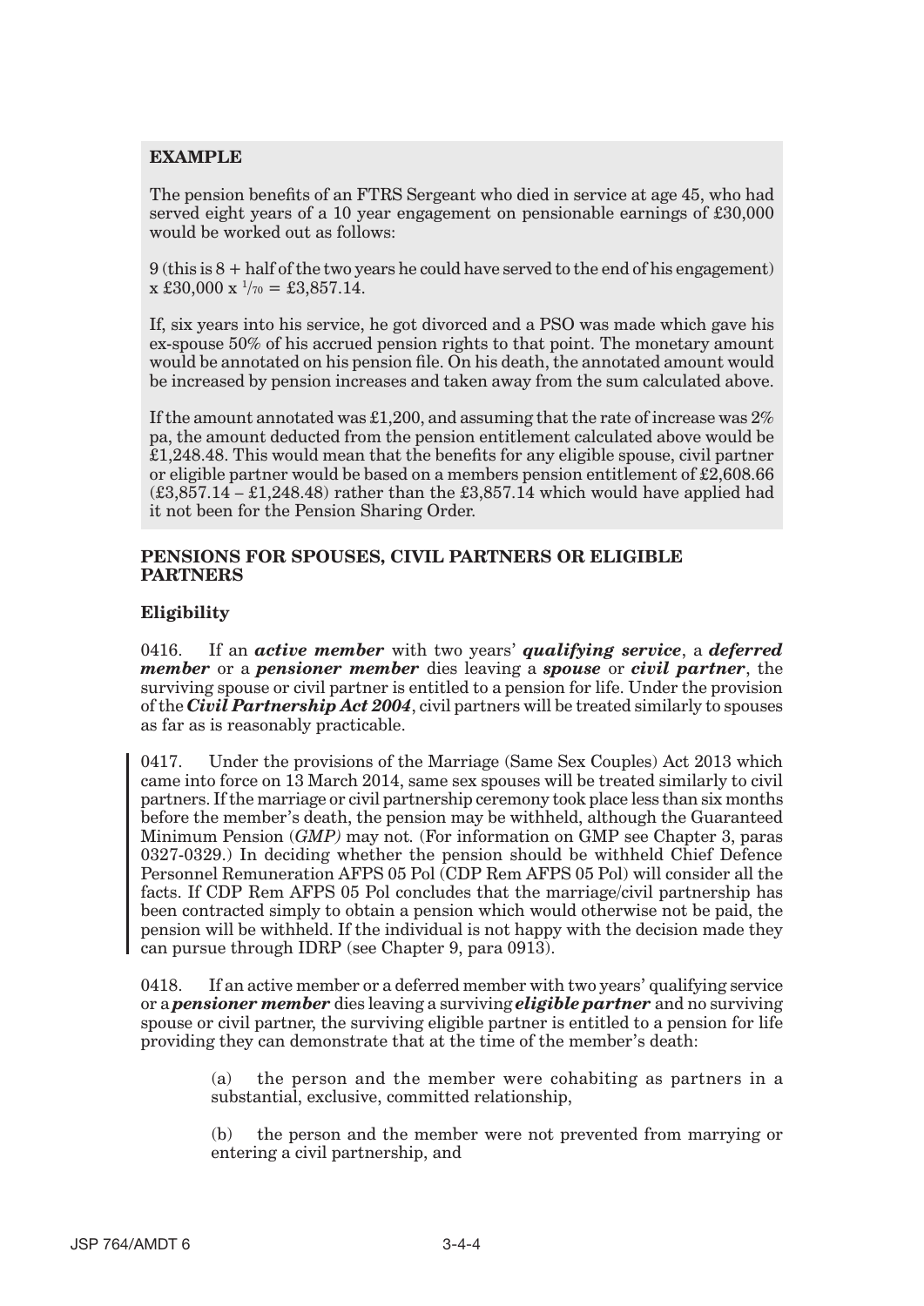**EXAMPLE**

The pension benefits of an FTRS Sergeant who died in service at age 45, who had served eight years of a 10 year engagement on pensionable earnings of £30,000 would be worked out as follows:

9 (this is 8 + half of the two years he could have served to the end of his engagement) x £30,000 x $^1/_{70}$ = £3,857.14.

If, six years into his service, he got divorced and a PSO was made which gave his ex-spouse 50% of his accrued pension rights to that point. The monetary amount would be annotated on his pension file. On his death, the annotated amount would be increased by pension increases and taken away from the sum calculated above.

If the amount annotated was £1,200, and assuming that the rate of increase was 2% pa, the amount deducted from the pension entitlement calculated above would be £1,248.48. This would mean that the benefits for any eligible spouse, civil partner or eligible partner would be based on a members pension entitlement of £2,608.66 (£3,857.14 – £1,248.48) rather than the £3,857.14 which would have applied had it not been for the Pension Sharing Order.

### PENSIONS FOR SPOUSES, CIVIL PARTNERS OR ELIGIBLE PARTNERS

#### Eligibility

0416. If an ***active member*** with two years' ***qualifying service***, a ***deferred member*** or a ***pensioner member*** dies leaving a ***spouse*** or ***civil partner***, the surviving spouse or civil partner is entitled to a pension for life. Under the provision of the ***Civil Partnership Act 2004***, civil partners will be treated similarly to spouses as far as is reasonably practicable.

0417. Under the provisions of the Marriage (Same Sex Couples) Act 2013 which came into force on 13 March 2014, same sex spouses will be treated similarly to civil partners. If the marriage or civil partnership ceremony took place less than six months before the member's death, the pension may be withheld, although the Guaranteed Minimum Pension (*GMP)* may not. (For information on GMP see Chapter 3, paras 0327-0329.) In deciding whether the pension should be withheld Chief Defence Personnel Remuneration AFPS 05 Pol (CDP Rem AFPS 05 Pol) will consider all the facts. If CDP Rem AFPS 05 Pol concludes that the marriage/civil partnership has been contracted simply to obtain a pension which would otherwise not be paid, the pension will be withheld. If the individual is not happy with the decision made they can pursue through IDRP (see Chapter 9, para 0913).

0418. If an active member or a deferred member with two years' qualifying service or a ***pensioner member*** dies leaving a surviving ***eligible partner*** and no surviving spouse or civil partner, the surviving eligible partner is entitled to a pension for life providing they can demonstrate that at the time of the member's death:

(a) the person and the member were cohabiting as partners in a substantial, exclusive, committed relationship,

(b) the person and the member were not prevented from marrying or entering a civil partnership, and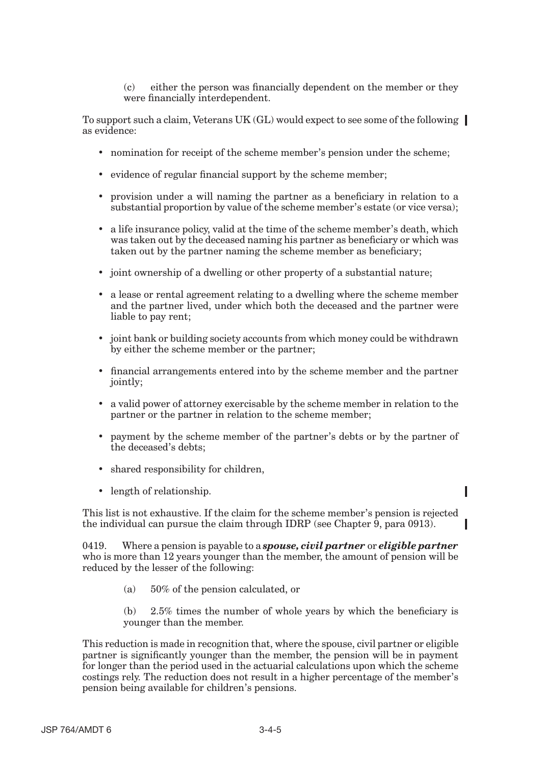(c) either the person was financially dependent on the member or they were financially interdependent.

To support such a claim, Veterans UK (GL) would expect to see some of the following as evidence:

- nomination for receipt of the scheme member's pension under the scheme;
- evidence of regular financial support by the scheme member;
- provision under a will naming the partner as a beneficiary in relation to a substantial proportion by value of the scheme member's estate (or vice versa);
- a life insurance policy, valid at the time of the scheme member's death, which was taken out by the deceased naming his partner as beneficiary or which was taken out by the partner naming the scheme member as beneficiary;
- joint ownership of a dwelling or other property of a substantial nature;
- a lease or rental agreement relating to a dwelling where the scheme member and the partner lived, under which both the deceased and the partner were liable to pay rent;
- joint bank or building society accounts from which money could be withdrawn by either the scheme member or the partner;
- financial arrangements entered into by the scheme member and the partner jointly;
- a valid power of attorney exercisable by the scheme member in relation to the partner or the partner in relation to the scheme member;
- payment by the scheme member of the partner's debts or by the partner of the deceased's debts;
- shared responsibility for children,
- length of relationship.

This list is not exhaustive. If the claim for the scheme member's pension is rejected the individual can pursue the claim through IDRP (see Chapter 9, para 0913).

0419. Where a pension is payable to a ***spouse, civil partner*** or ***eligible partner*** who is more than 12 years younger than the member, the amount of pension will be reduced by the lesser of the following:

(a) 50% of the pension calculated, or

(b) 2.5% times the number of whole years by which the beneficiary is younger than the member.

This reduction is made in recognition that, where the spouse, civil partner or eligible partner is significantly younger than the member, the pension will be in payment for longer than the period used in the actuarial calculations upon which the scheme costings rely. The reduction does not result in a higher percentage of the member's pension being available for children's pensions.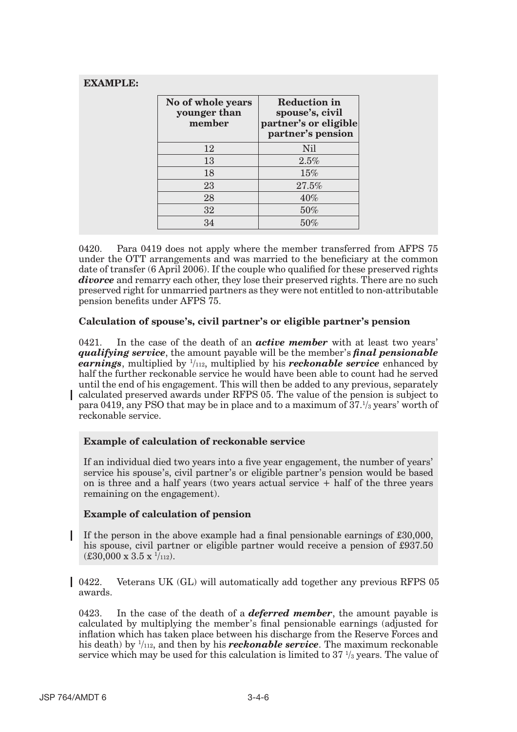**EXAMPLE:**

| No of whole years younger than member | Reduction in spouse's, civil partner's or eligible partner's pension |
|---|---|
| 12 | Nil |
| 13 | 2.5% |
| 18 | 15% |
| 23 | 27.5% |
| 28 | 40% |
| 32 | 50% |
| 34 | 50% |

0420. Para 0419 does not apply where the member transferred from AFPS 75 under the OTT arrangements and was married to the beneficiary at the common date of transfer (6 April 2006). If the couple who qualified for these preserved rights ***divorce*** and remarry each other, they lose their preserved rights. There are no such preserved right for unmarried partners as they were not entitled to non-attributable pension benefits under AFPS 75.

**Calculation of spouse's, civil partner's or eligible partner's pension**

0421. In the case of the death of an ***active member*** with at least two years' ***qualifying service***, the amount payable will be the member's ***final pensionable earnings***, multiplied by $^1/_{112}$, multiplied by his ***reckonable service*** enhanced by half the further reckonable service he would have been able to count had he served until the end of his engagement. This will then be added to any previous, separately calculated preserved awards under RFPS 05. The value of the pension is subject to para 0419, any PSO that may be in place and to a maximum of $37.^1/_3$ years' worth of reckonable service.

**Example of calculation of reckonable service**

If an individual died two years into a five year engagement, the number of years' service his spouse's, civil partner's or eligible partner's pension would be based on is three and a half years (two years actual service + half of the three years remaining on the engagement).

**Example of calculation of pension**

If the person in the above example had a final pensionable earnings of £30,000, his spouse, civil partner or eligible partner would receive a pension of £937.50 (£30,000 x 3.5 x $^1/_{112}$).

0422. Veterans UK (GL) will automatically add together any previous RFPS 05 awards.

0423. In the case of the death of a ***deferred member***, the amount payable is calculated by multiplying the member's final pensionable earnings (adjusted for inflation which has taken place between his discharge from the Reserve Forces and his death) by $^1/_{112}$, and then by his ***reckonable service***. The maximum reckonable service which may be used for this calculation is limited to 37 $^1/_3$ years. The value of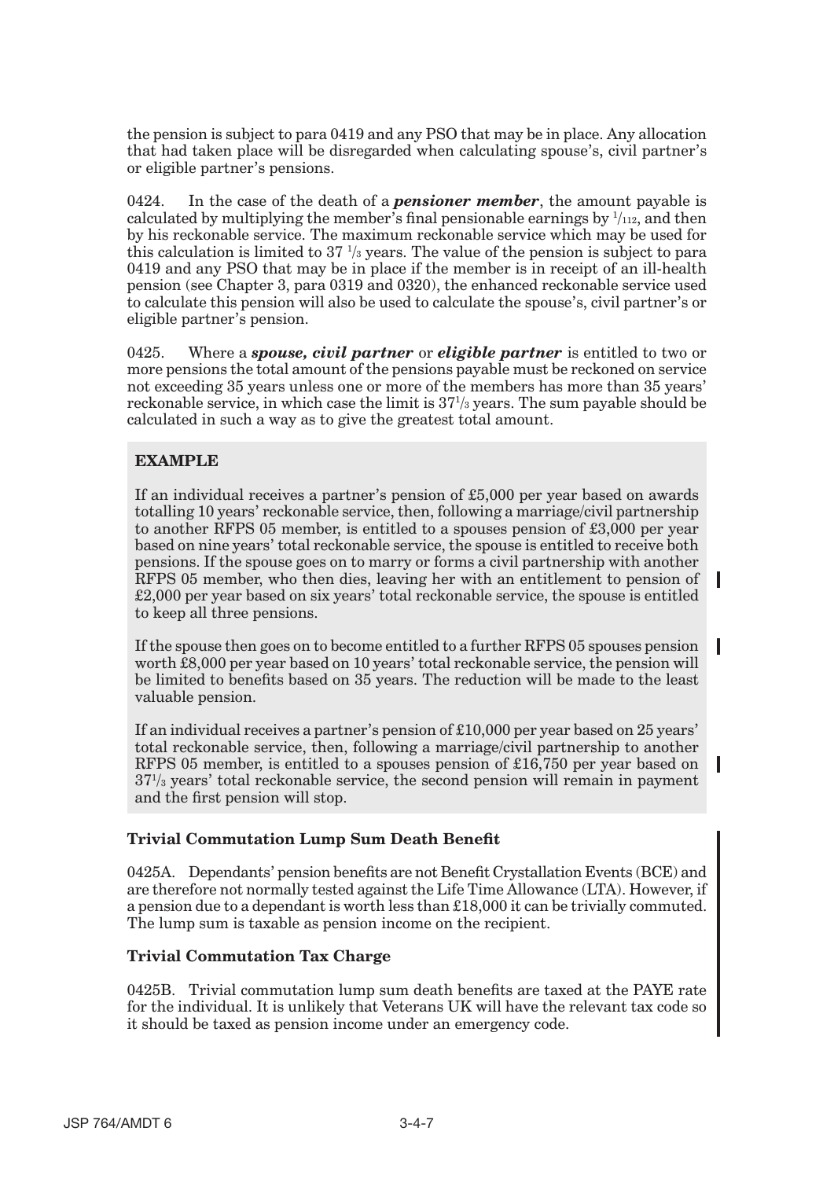the pension is subject to para 0419 and any PSO that may be in place. Any allocation that had taken place will be disregarded when calculating spouse's, civil partner's or eligible partner's pensions.

0424. In the case of the death of a ***pensioner member***, the amount payable is calculated by multiplying the member's final pensionable earnings by $^1/_{112}$, and then by his reckonable service. The maximum reckonable service which may be used for this calculation is limited to 37 $^1/_3$ years. The value of the pension is subject to para 0419 and any PSO that may be in place if the member is in receipt of an ill-health pension (see Chapter 3, para 0319 and 0320), the enhanced reckonable service used to calculate this pension will also be used to calculate the spouse's, civil partner's or eligible partner's pension.

0425. Where a ***spouse, civil partner*** or ***eligible partner*** is entitled to two or more pensions the total amount of the pensions payable must be reckoned on service not exceeding 35 years unless one or more of the members has more than 35 years' reckonable service, in which case the limit is 37$^1/_3$ years. The sum payable should be calculated in such a way as to give the greatest total amount.

**EXAMPLE**

If an individual receives a partner's pension of £5,000 per year based on awards totalling 10 years' reckonable service, then, following a marriage/civil partnership to another RFPS 05 member, is entitled to a spouses pension of £3,000 per year based on nine years' total reckonable service, the spouse is entitled to receive both pensions. If the spouse goes on to marry or forms a civil partnership with another RFPS 05 member, who then dies, leaving her with an entitlement to pension of £2,000 per year based on six years' total reckonable service, the spouse is entitled to keep all three pensions.

If the spouse then goes on to become entitled to a further RFPS 05 spouses pension worth £8,000 per year based on 10 years' total reckonable service, the pension will be limited to benefits based on 35 years. The reduction will be made to the least valuable pension.

If an individual receives a partner's pension of £10,000 per year based on 25 years' total reckonable service, then, following a marriage/civil partnership to another RFPS 05 member, is entitled to a spouses pension of £16,750 per year based on 37$^1/_3$ years' total reckonable service, the second pension will remain in payment and the first pension will stop.

**Trivial Commutation Lump Sum Death Benefit**

0425A. Dependants' pension benefits are not Benefit Crystallation Events (BCE) and are therefore not normally tested against the Life Time Allowance (LTA). However, if a pension due to a dependant is worth less than £18,000 it can be trivially commuted. The lump sum is taxable as pension income on the recipient.

**Trivial Commutation Tax Charge**

0425B. Trivial commutation lump sum death benefits are taxed at the PAYE rate for the individual. It is unlikely that Veterans UK will have the relevant tax code so it should be taxed as pension income under an emergency code.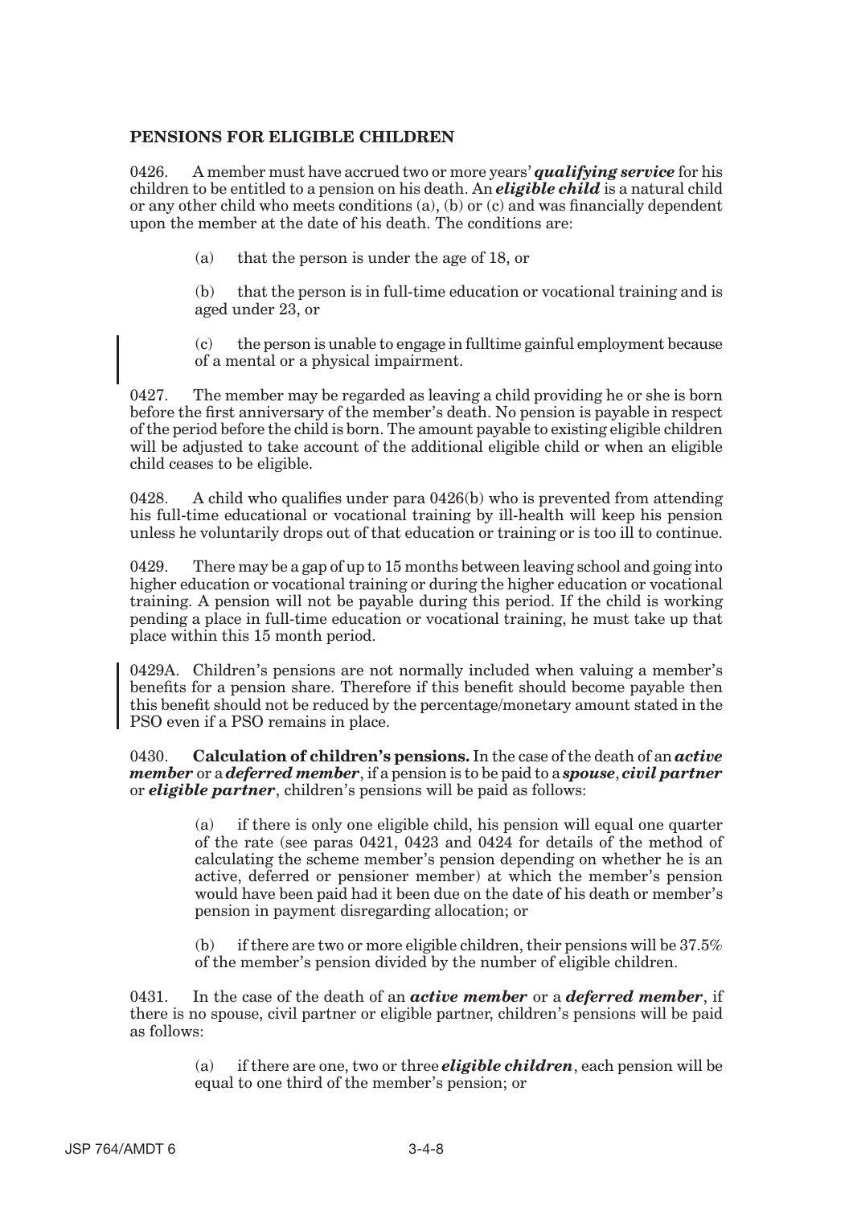## PENSIONS FOR ELIGIBLE CHILDREN

0426. A member must have accrued two or more years' ***qualifying service*** for his children to be entitled to a pension on his death. An ***eligible child*** is a natural child or any other child who meets conditions (a), (b) or (c) and was financially dependent upon the member at the date of his death. The conditions are:

> (a) that the person is under the age of 18, or
>
> (b) that the person is in full-time education or vocational training and is aged under 23, or
>
> (c) the person is unable to engage in fulltime gainful employment because of a mental or a physical impairment.

0427. The member may be regarded as leaving a child providing he or she is born before the first anniversary of the member's death. No pension is payable in respect of the period before the child is born. The amount payable to existing eligible children will be adjusted to take account of the additional eligible child or when an eligible child ceases to be eligible.

0428. A child who qualifies under para 0426(b) who is prevented from attending his full-time educational or vocational training by ill-health will keep his pension unless he voluntarily drops out of that education or training or is too ill to continue.

0429. There may be a gap of up to 15 months between leaving school and going into higher education or vocational training or during the higher education or vocational training. A pension will not be payable during this period. If the child is working pending a place in full-time education or vocational training, he must take up that place within this 15 month period.

0429A. Children's pensions are not normally included when valuing a member's benefits for a pension share. Therefore if this benefit should become payable then this benefit should not be reduced by the percentage/monetary amount stated in the PSO even if a PSO remains in place.

0430. **Calculation of children's pensions.** In the case of the death of an ***active member*** or a ***deferred member***, if a pension is to be paid to a ***spouse***, ***civil partner*** or ***eligible partner***, children's pensions will be paid as follows:

> (a) if there is only one eligible child, his pension will equal one quarter of the rate (see paras 0421, 0423 and 0424 for details of the method of calculating the scheme member's pension depending on whether he is an active, deferred or pensioner member) at which the member's pension would have been paid had it been due on the date of his death or member's pension in payment disregarding allocation; or
>
> (b) if there are two or more eligible children, their pensions will be 37.5% of the member's pension divided by the number of eligible children.

0431. In the case of the death of an ***active member*** or a ***deferred member***, if there is no spouse, civil partner or eligible partner, children's pensions will be paid as follows:

> (a) if there are one, two or three ***eligible children***, each pension will be equal to one third of the member's pension; or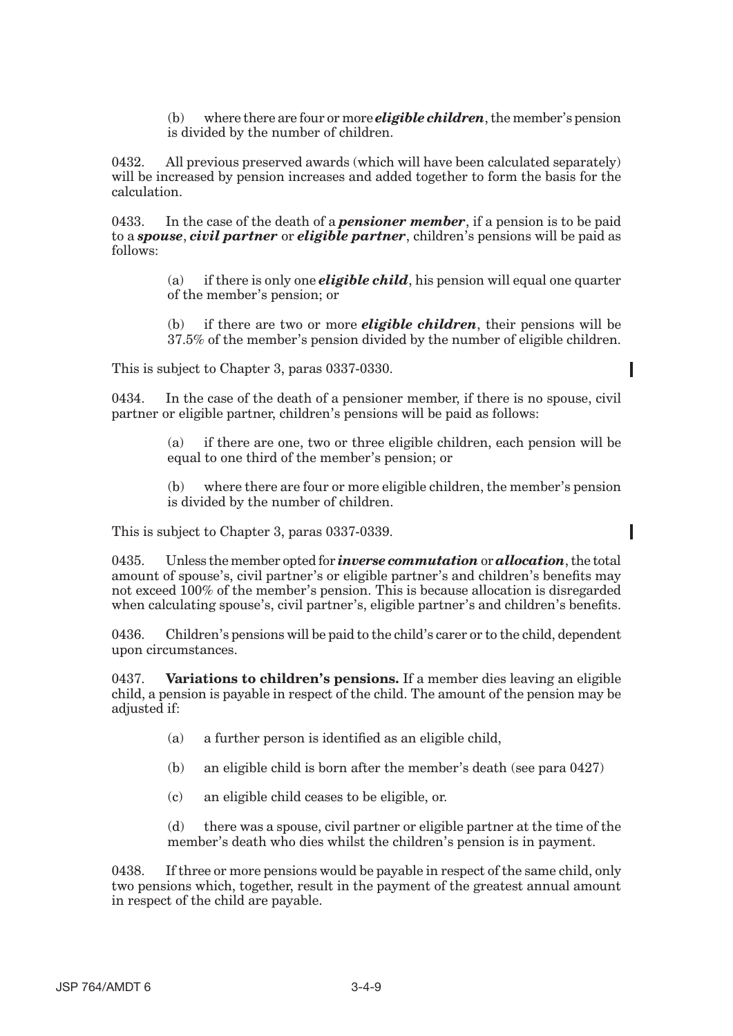(b) where there are four or more ***eligible children***, the member's pension is divided by the number of children.

0432. All previous preserved awards (which will have been calculated separately) will be increased by pension increases and added together to form the basis for the calculation.

0433. In the case of the death of a ***pensioner member***, if a pension is to be paid to a ***spouse***, ***civil partner*** or ***eligible partner***, children's pensions will be paid as follows:

(a) if there is only one ***eligible child***, his pension will equal one quarter of the member's pension; or

(b) if there are two or more ***eligible children***, their pensions will be 37.5% of the member's pension divided by the number of eligible children.

This is subject to Chapter 3, paras 0337-0330.

0434. In the case of the death of a pensioner member, if there is no spouse, civil partner or eligible partner, children's pensions will be paid as follows:

(a) if there are one, two or three eligible children, each pension will be equal to one third of the member's pension; or

(b) where there are four or more eligible children, the member's pension is divided by the number of children.

This is subject to Chapter 3, paras 0337-0339.

0435. Unless the member opted for ***inverse commutation*** or ***allocation***, the total amount of spouse's, civil partner's or eligible partner's and children's benefits may not exceed 100% of the member's pension. This is because allocation is disregarded when calculating spouse's, civil partner's, eligible partner's and children's benefits.

0436. Children's pensions will be paid to the child's carer or to the child, dependent upon circumstances.

0437. **Variations to children's pensions.** If a member dies leaving an eligible child, a pension is payable in respect of the child. The amount of the pension may be adjusted if:

(a) a further person is identified as an eligible child,

(b) an eligible child is born after the member's death (see para 0427)

(c) an eligible child ceases to be eligible, or.

(d) there was a spouse, civil partner or eligible partner at the time of the member's death who dies whilst the children's pension is in payment.

0438. If three or more pensions would be payable in respect of the same child, only two pensions which, together, result in the payment of the greatest annual amount in respect of the child are payable.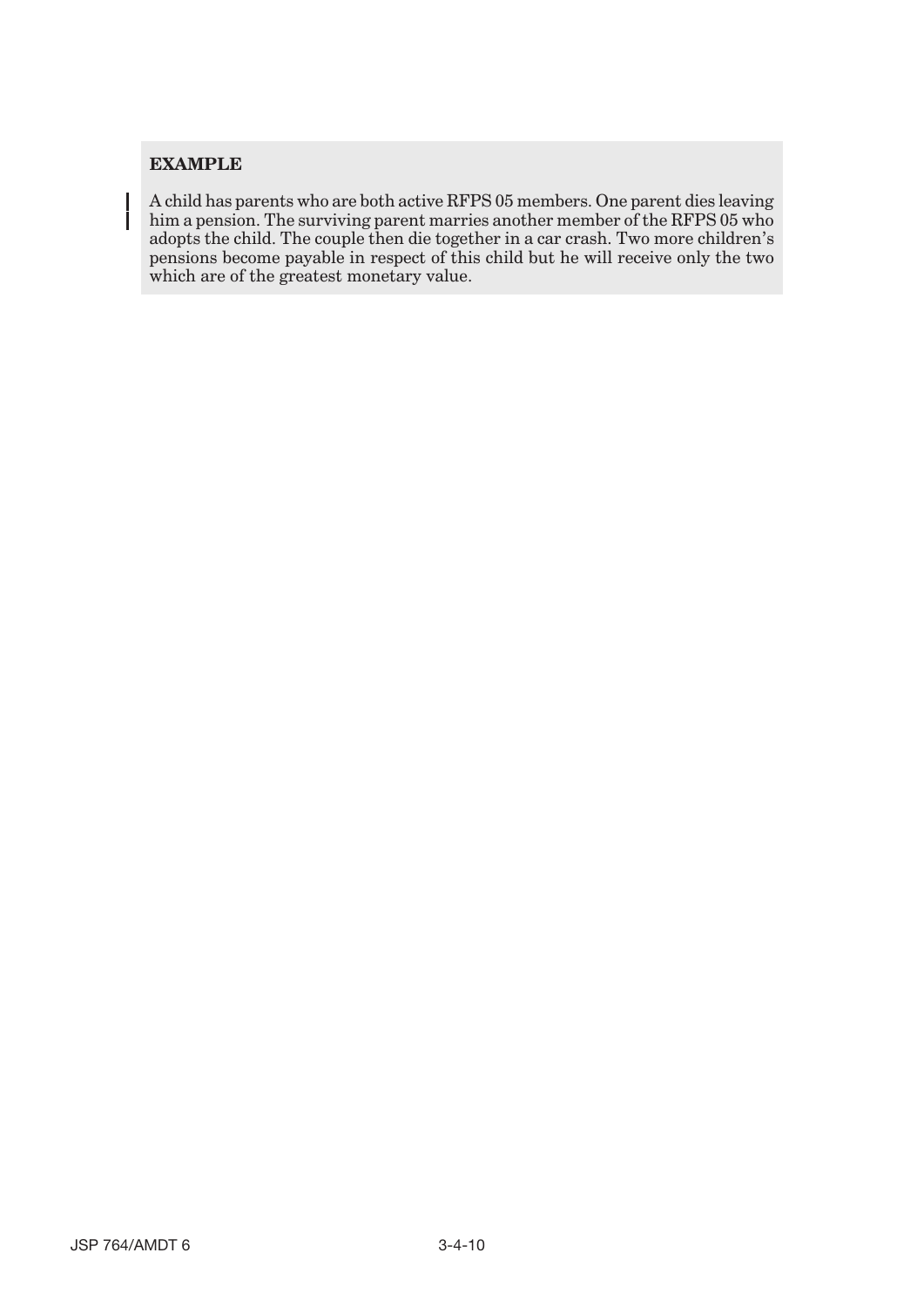**EXAMPLE**

A child has parents who are both active RFPS 05 members. One parent dies leaving him a pension. The surviving parent marries another member of the RFPS 05 who adopts the child. The couple then die together in a car crash. Two more children's pensions become payable in respect of this child but he will receive only the two which are of the greatest monetary value.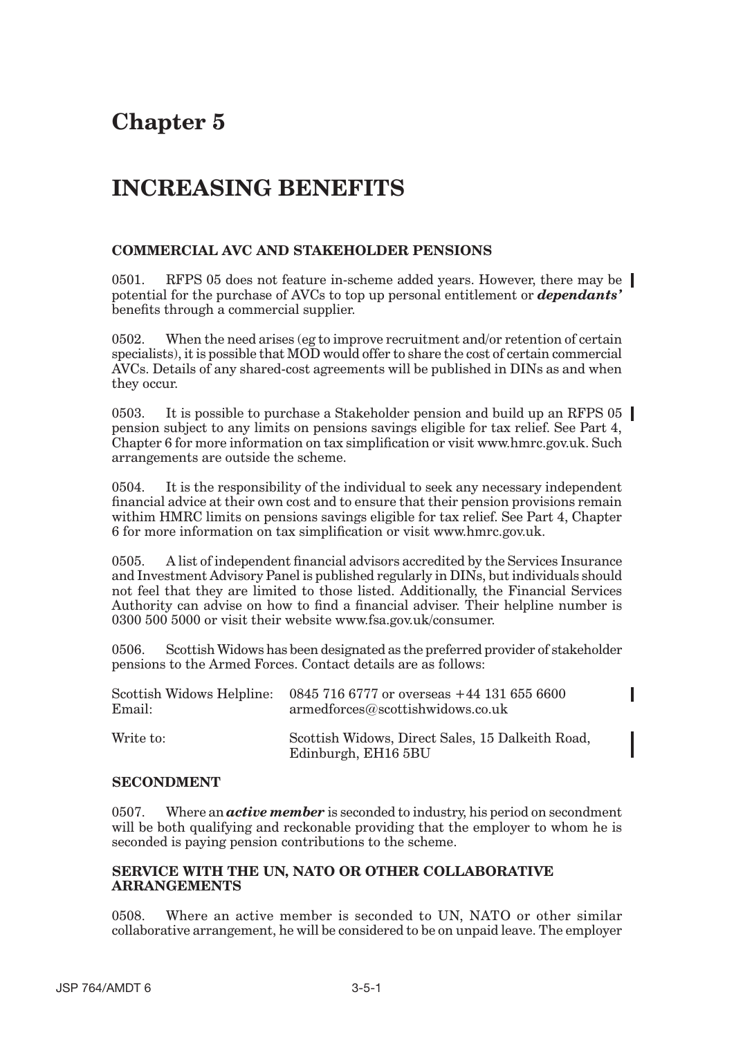# Chapter 5

# INCREASING BENEFITS

### COMMERCIAL AVC AND STAKEHOLDER PENSIONS

0501. RFPS 05 does not feature in-scheme added years. However, there may be potential for the purchase of AVCs to top up personal entitlement or ***dependants'*** benefits through a commercial supplier.

0502. When the need arises (eg to improve recruitment and/or retention of certain specialists), it is possible that MOD would offer to share the cost of certain commercial AVCs. Details of any shared-cost agreements will be published in DINs as and when they occur.

0503. It is possible to purchase a Stakeholder pension and build up an RFPS 05 pension subject to any limits on pensions savings eligible for tax relief. See Part 4, Chapter 6 for more information on tax simplification or visit www.hmrc.gov.uk. Such arrangements are outside the scheme.

0504. It is the responsibility of the individual to seek any necessary independent financial advice at their own cost and to ensure that their pension provisions remain withim HMRC limits on pensions savings eligible for tax relief. See Part 4, Chapter 6 for more information on tax simplification or visit www.hmrc.gov.uk.

0505. A list of independent financial advisors accredited by the Services Insurance and Investment Advisory Panel is published regularly in DINs, but individuals should not feel that they are limited to those listed. Additionally, the Financial Services Authority can advise on how to find a financial adviser. Their helpline number is 0300 500 5000 or visit their website www.fsa.gov.uk/consumer.

0506. Scottish Widows has been designated as the preferred provider of stakeholder pensions to the Armed Forces. Contact details are as follows:

Scottish Widows Helpline: 0845 716 6777 or overseas +44 131 655 6600
Email: armedforces@scottishwidows.co.uk

Write to: Scottish Widows, Direct Sales, 15 Dalkeith Road, Edinburgh, EH16 5BU

### SECONDMENT

0507. Where an ***active member*** is seconded to industry, his period on secondment will be both qualifying and reckonable providing that the employer to whom he is seconded is paying pension contributions to the scheme.

### SERVICE WITH THE UN, NATO OR OTHER COLLABORATIVE ARRANGEMENTS

0508. Where an active member is seconded to UN, NATO or other similar collaborative arrangement, he will be considered to be on unpaid leave. The employer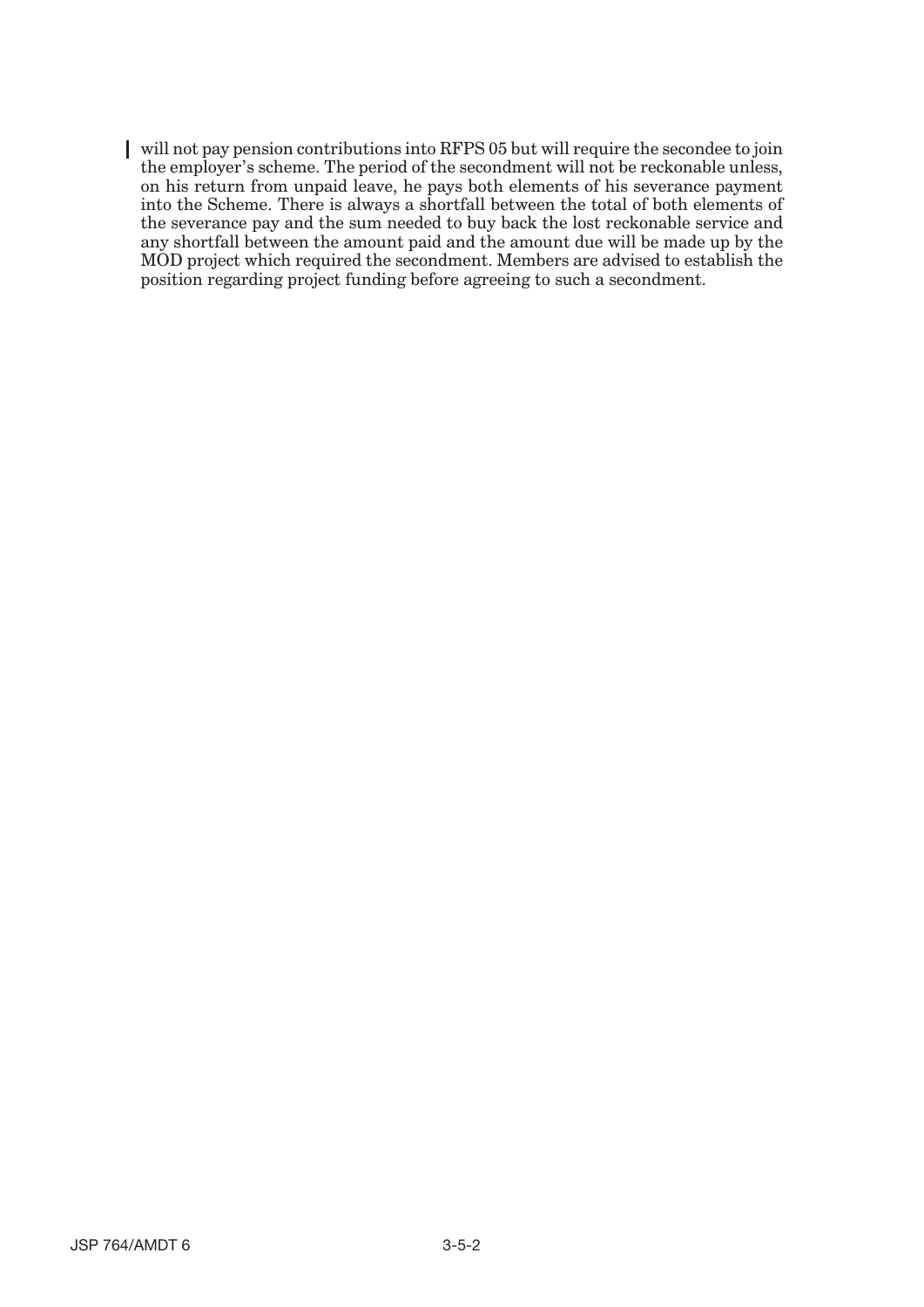will not pay pension contributions into RFPS 05 but will require the secondee to join the employer's scheme. The period of the secondment will not be reckonable unless, on his return from unpaid leave, he pays both elements of his severance payment into the Scheme. There is always a shortfall between the total of both elements of the severance pay and the sum needed to buy back the lost reckonable service and any shortfall between the amount paid and the amount due will be made up by the MOD project which required the secondment. Members are advised to establish the position regarding project funding before agreeing to such a secondment.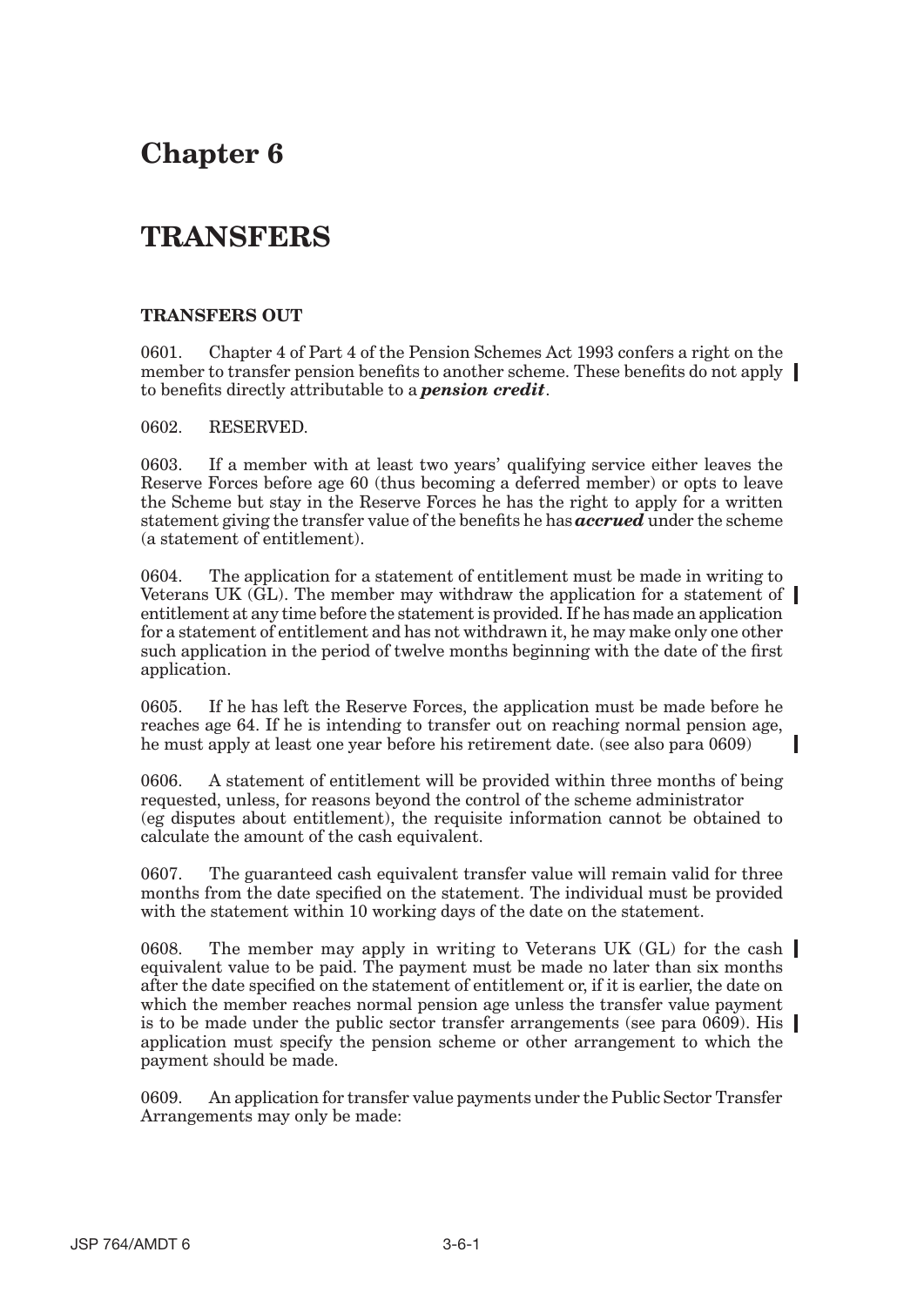# Chapter 6

# TRANSFERS

### TRANSFERS OUT

0601. Chapter 4 of Part 4 of the Pension Schemes Act 1993 confers a right on the member to transfer pension benefits to another scheme. These benefits do not apply to benefits directly attributable to a ***pension credit***.

0602. RESERVED.

0603. If a member with at least two years' qualifying service either leaves the Reserve Forces before age 60 (thus becoming a deferred member) or opts to leave the Scheme but stay in the Reserve Forces he has the right to apply for a written statement giving the transfer value of the benefits he has ***accrued*** under the scheme (a statement of entitlement).

0604. The application for a statement of entitlement must be made in writing to Veterans UK (GL). The member may withdraw the application for a statement of entitlement at any time before the statement is provided. If he has made an application for a statement of entitlement and has not withdrawn it, he may make only one other such application in the period of twelve months beginning with the date of the first application.

0605. If he has left the Reserve Forces, the application must be made before he reaches age 64. If he is intending to transfer out on reaching normal pension age, he must apply at least one year before his retirement date. (see also para 0609)

0606. A statement of entitlement will be provided within three months of being requested, unless, for reasons beyond the control of the scheme administrator (eg disputes about entitlement), the requisite information cannot be obtained to calculate the amount of the cash equivalent.

0607. The guaranteed cash equivalent transfer value will remain valid for three months from the date specified on the statement. The individual must be provided with the statement within 10 working days of the date on the statement.

0608. The member may apply in writing to Veterans UK (GL) for the cash equivalent value to be paid. The payment must be made no later than six months after the date specified on the statement of entitlement or, if it is earlier, the date on which the member reaches normal pension age unless the transfer value payment is to be made under the public sector transfer arrangements (see para 0609). His application must specify the pension scheme or other arrangement to which the payment should be made.

0609. An application for transfer value payments under the Public Sector Transfer Arrangements may only be made: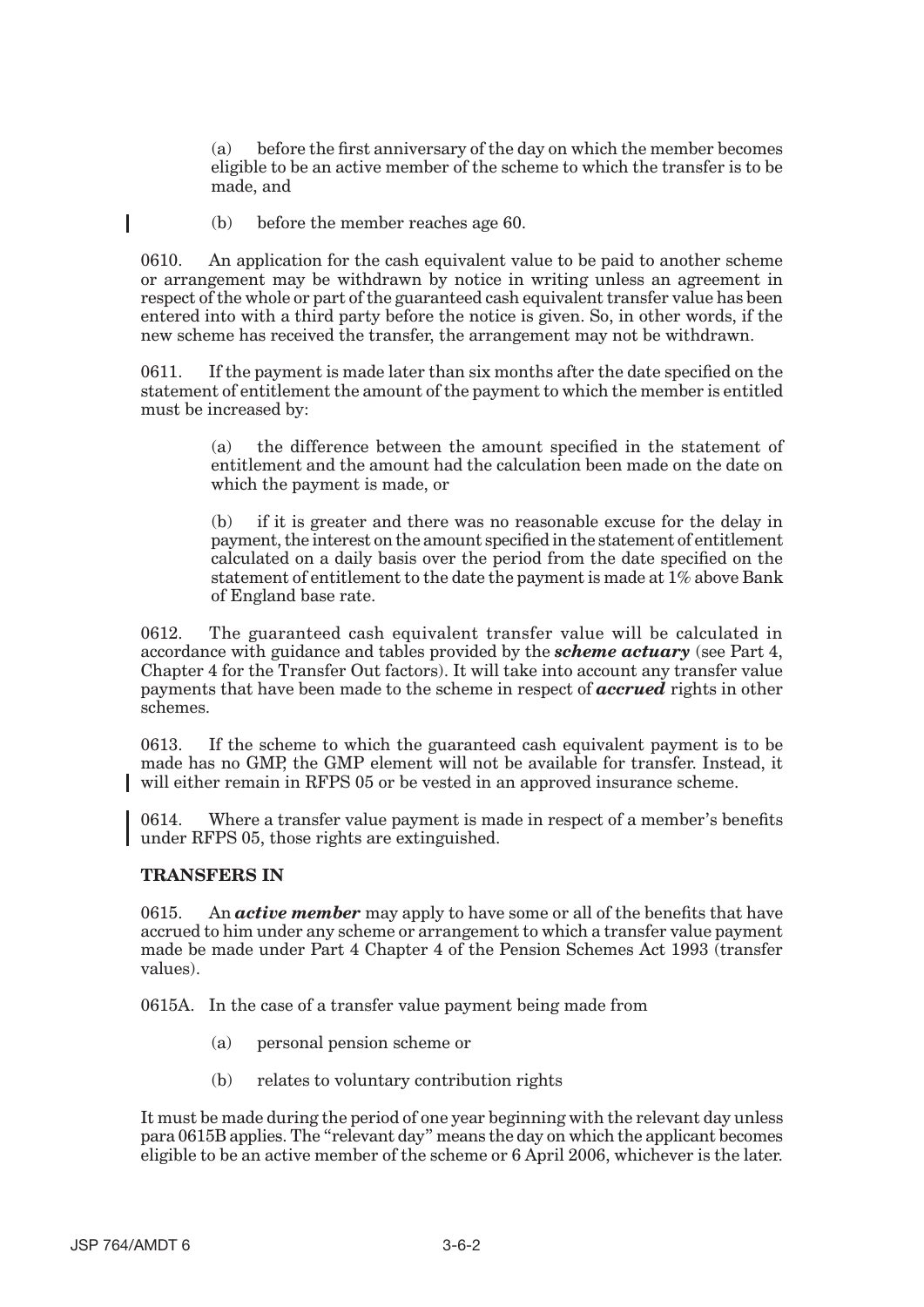(a) before the first anniversary of the day on which the member becomes eligible to be an active member of the scheme to which the transfer is to be made, and

(b) before the member reaches age 60.

0610. An application for the cash equivalent value to be paid to another scheme or arrangement may be withdrawn by notice in writing unless an agreement in respect of the whole or part of the guaranteed cash equivalent transfer value has been entered into with a third party before the notice is given. So, in other words, if the new scheme has received the transfer, the arrangement may not be withdrawn.

0611. If the payment is made later than six months after the date specified on the statement of entitlement the amount of the payment to which the member is entitled must be increased by:

> (a) the difference between the amount specified in the statement of entitlement and the amount had the calculation been made on the date on which the payment is made, or
>
> (b) if it is greater and there was no reasonable excuse for the delay in payment, the interest on the amount specified in the statement of entitlement calculated on a daily basis over the period from the date specified on the statement of entitlement to the date the payment is made at 1% above Bank of England base rate.

0612. The guaranteed cash equivalent transfer value will be calculated in accordance with guidance and tables provided by the ***scheme actuary*** (see Part 4, Chapter 4 for the Transfer Out factors). It will take into account any transfer value payments that have been made to the scheme in respect of ***accrued*** rights in other schemes.

0613. If the scheme to which the guaranteed cash equivalent payment is to be made has no GMP, the GMP element will not be available for transfer. Instead, it will either remain in RFPS 05 or be vested in an approved insurance scheme.

0614. Where a transfer value payment is made in respect of a member's benefits under RFPS 05, those rights are extinguished.

**TRANSFERS IN**

0615. An ***active member*** may apply to have some or all of the benefits that have accrued to him under any scheme or arrangement to which a transfer value payment made be made under Part 4 Chapter 4 of the Pension Schemes Act 1993 (transfer values).

0615A. In the case of a transfer value payment being made from

> (a) personal pension scheme or
>
> (b) relates to voluntary contribution rights

It must be made during the period of one year beginning with the relevant day unless para 0615B applies. The "relevant day" means the day on which the applicant becomes eligible to be an active member of the scheme or 6 April 2006, whichever is the later.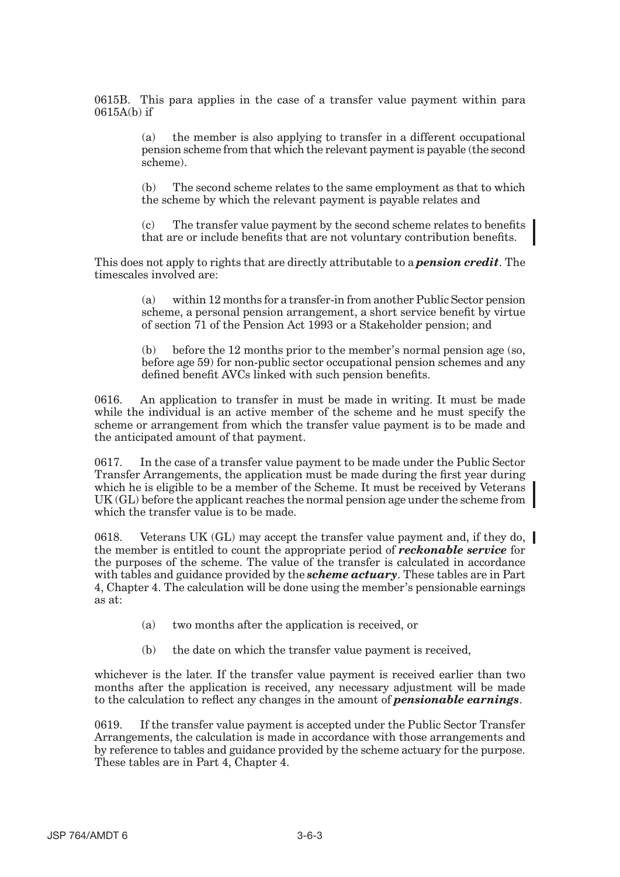0615B. This para applies in the case of a transfer value payment within para 0615A(b) if

> (a) the member is also applying to transfer in a different occupational pension scheme from that which the relevant payment is payable (the second scheme).
>
> (b) The second scheme relates to the same employment as that to which the scheme by which the relevant payment is payable relates and
>
> (c) The transfer value payment by the second scheme relates to benefits that are or include benefits that are not voluntary contribution benefits.

This does not apply to rights that are directly attributable to a ***pension credit***. The timescales involved are:

> (a) within 12 months for a transfer-in from another Public Sector pension scheme, a personal pension arrangement, a short service benefit by virtue of section 71 of the Pension Act 1993 or a Stakeholder pension; and
>
> (b) before the 12 months prior to the member's normal pension age (so, before age 59) for non-public sector occupational pension schemes and any defined benefit AVCs linked with such pension benefits.

0616. An application to transfer in must be made in writing. It must be made while the individual is an active member of the scheme and he must specify the scheme or arrangement from which the transfer value payment is to be made and the anticipated amount of that payment.

0617. In the case of a transfer value payment to be made under the Public Sector Transfer Arrangements, the application must be made during the first year during which he is eligible to be a member of the Scheme. It must be received by Veterans UK (GL) before the applicant reaches the normal pension age under the scheme from which the transfer value is to be made.

0618. Veterans UK (GL) may accept the transfer value payment and, if they do, the member is entitled to count the appropriate period of ***reckonable service*** for the purposes of the scheme. The value of the transfer is calculated in accordance with tables and guidance provided by the ***scheme actuary***. These tables are in Part 4, Chapter 4. The calculation will be done using the member's pensionable earnings as at:

> (a) two months after the application is received, or
>
> (b) the date on which the transfer value payment is received,

whichever is the later. If the transfer value payment is received earlier than two months after the application is received, any necessary adjustment will be made to the calculation to reflect any changes in the amount of ***pensionable earnings***.

0619. If the transfer value payment is accepted under the Public Sector Transfer Arrangements, the calculation is made in accordance with those arrangements and by reference to tables and guidance provided by the scheme actuary for the purpose. These tables are in Part 4, Chapter 4.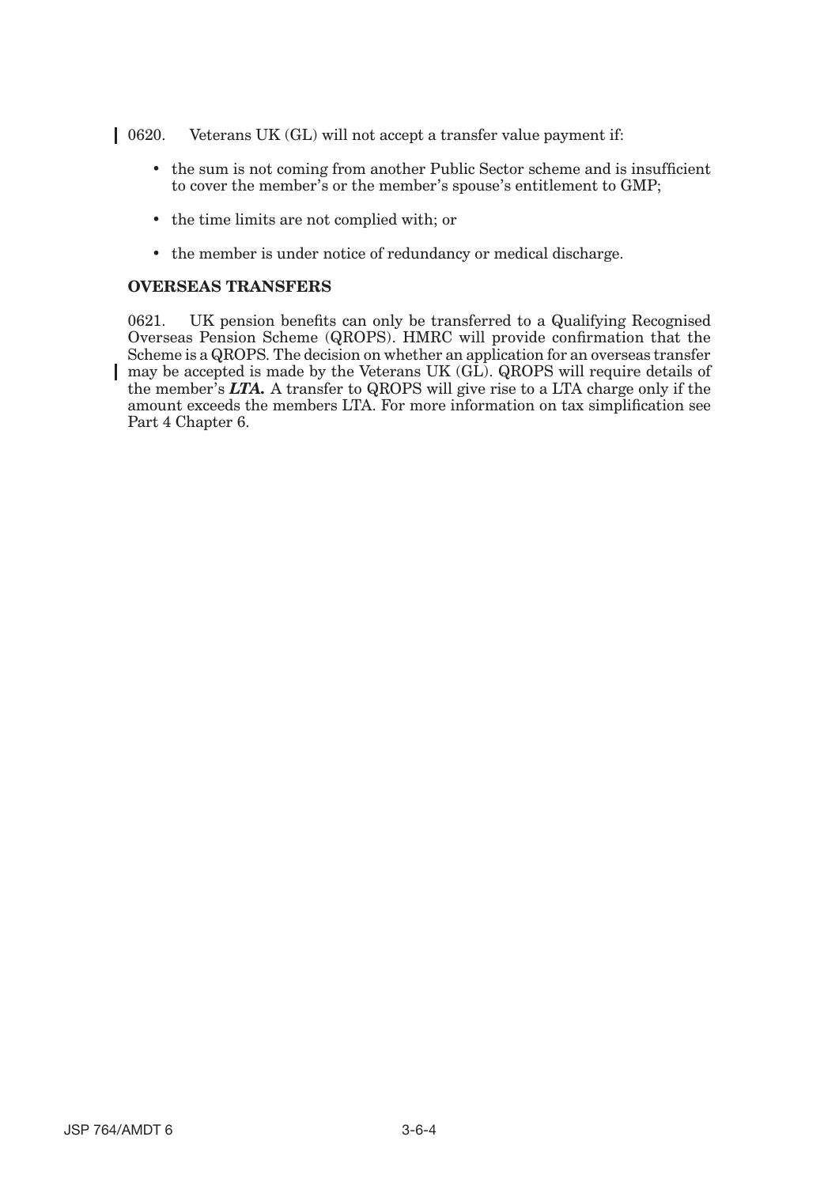0620. Veterans UK (GL) will not accept a transfer value payment if:

- the sum is not coming from another Public Sector scheme and is insufficient to cover the member's or the member's spouse's entitlement to GMP;
- the time limits are not complied with; or
- the member is under notice of redundancy or medical discharge.

**OVERSEAS TRANSFERS**

0621. UK pension benefits can only be transferred to a Qualifying Recognised Overseas Pension Scheme (QROPS). HMRC will provide confirmation that the Scheme is a QROPS. The decision on whether an application for an overseas transfer may be accepted is made by the Veterans UK (GL). QROPS will require details of the member's ***LTA.*** A transfer to QROPS will give rise to a LTA charge only if the amount exceeds the members LTA. For more information on tax simplification see Part 4 Chapter 6.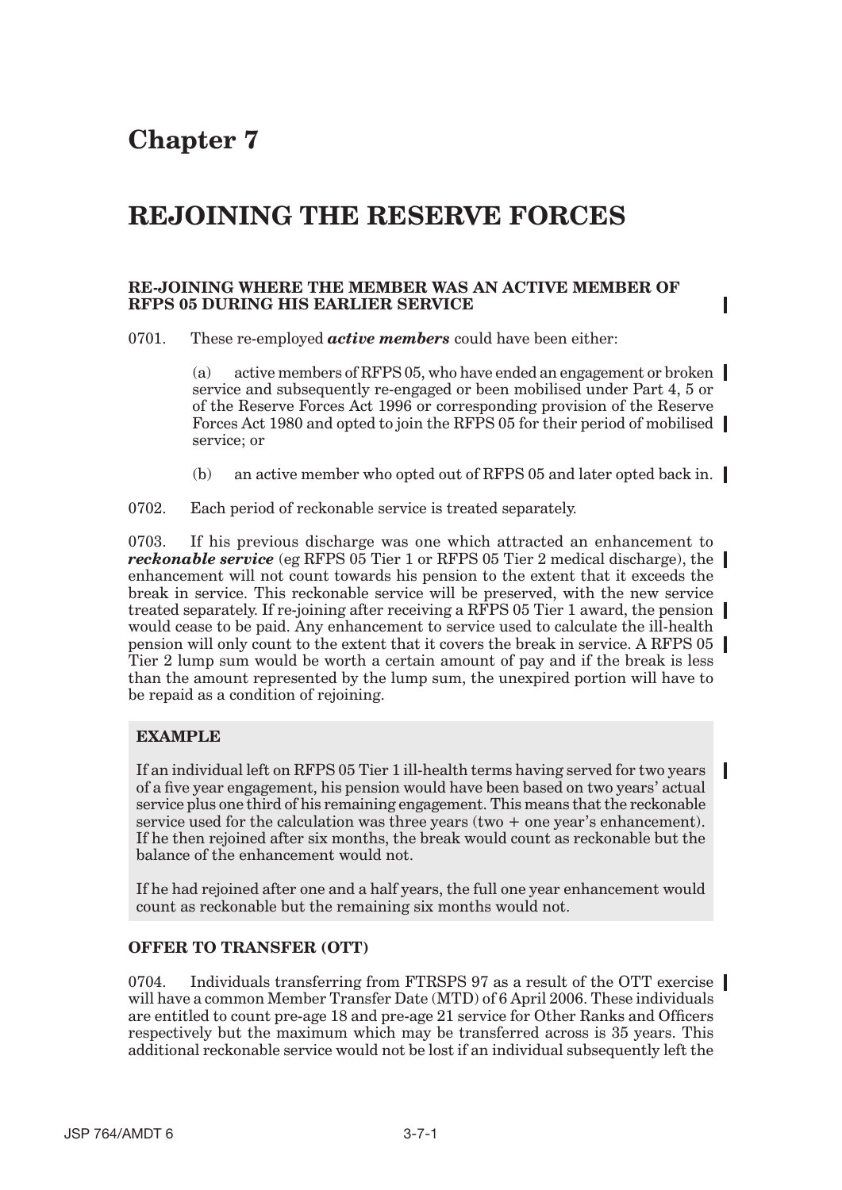# Chapter 7

# REJOINING THE RESERVE FORCES

### RE-JOINING WHERE THE MEMBER WAS AN ACTIVE MEMBER OF RFPS 05 DURING HIS EARLIER SERVICE

0701. These re-employed ***active members*** could have been either:

(a) active members of RFPS 05, who have ended an engagement or broken service and subsequently re-engaged or been mobilised under Part 4, 5 or of the Reserve Forces Act 1996 or corresponding provision of the Reserve Forces Act 1980 and opted to join the RFPS 05 for their period of mobilised service; or

(b) an active member who opted out of RFPS 05 and later opted back in.

0702. Each period of reckonable service is treated separately.

0703. If his previous discharge was one which attracted an enhancement to ***reckonable service*** (eg RFPS 05 Tier 1 or RFPS 05 Tier 2 medical discharge), the enhancement will not count towards his pension to the extent that it exceeds the break in service. This reckonable service will be preserved, with the new service treated separately. If re-joining after receiving a RFPS 05 Tier 1 award, the pension would cease to be paid. Any enhancement to service used to calculate the ill-health pension will only count to the extent that it covers the break in service. A RFPS 05 Tier 2 lump sum would be worth a certain amount of pay and if the break is less than the amount represented by the lump sum, the unexpired portion will have to be repaid as a condition of rejoining.

> **EXAMPLE**
>
> If an individual left on RFPS 05 Tier 1 ill-health terms having served for two years of a five year engagement, his pension would have been based on two years' actual service plus one third of his remaining engagement. This means that the reckonable service used for the calculation was three years (two + one year's enhancement). If he then rejoined after six months, the break would count as reckonable but the balance of the enhancement would not.
>
> If he had rejoined after one and a half years, the full one year enhancement would count as reckonable but the remaining six months would not.

### OFFER TO TRANSFER (OTT)

0704. Individuals transferring from FTRSPS 97 as a result of the OTT exercise will have a common Member Transfer Date (MTD) of 6 April 2006. These individuals are entitled to count pre-age 18 and pre-age 21 service for Other Ranks and Officers respectively but the maximum which may be transferred across is 35 years. This additional reckonable service would not be lost if an individual subsequently left the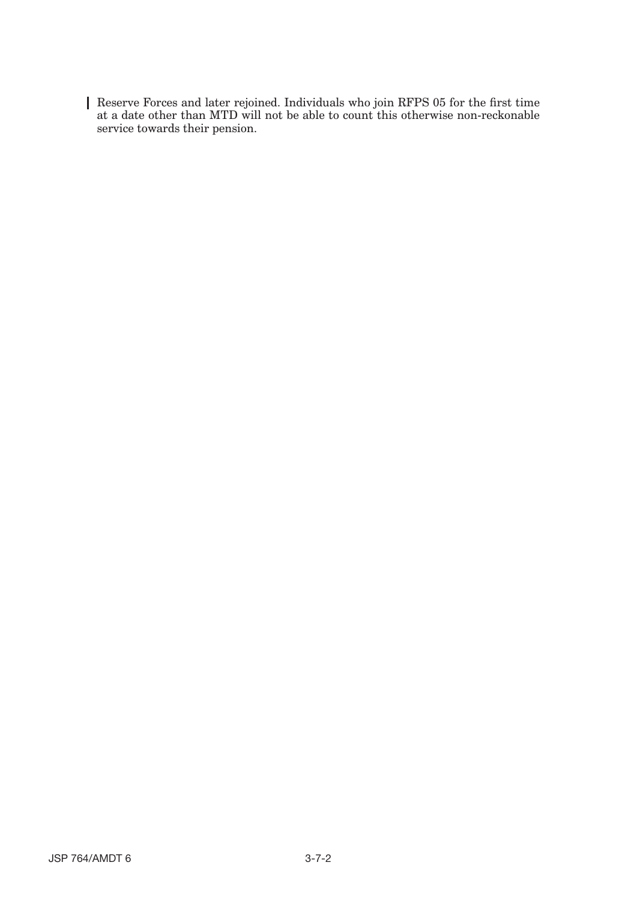Reserve Forces and later rejoined. Individuals who join RFPS 05 for the first time at a date other than MTD will not be able to count this otherwise non-reckonable service towards their pension.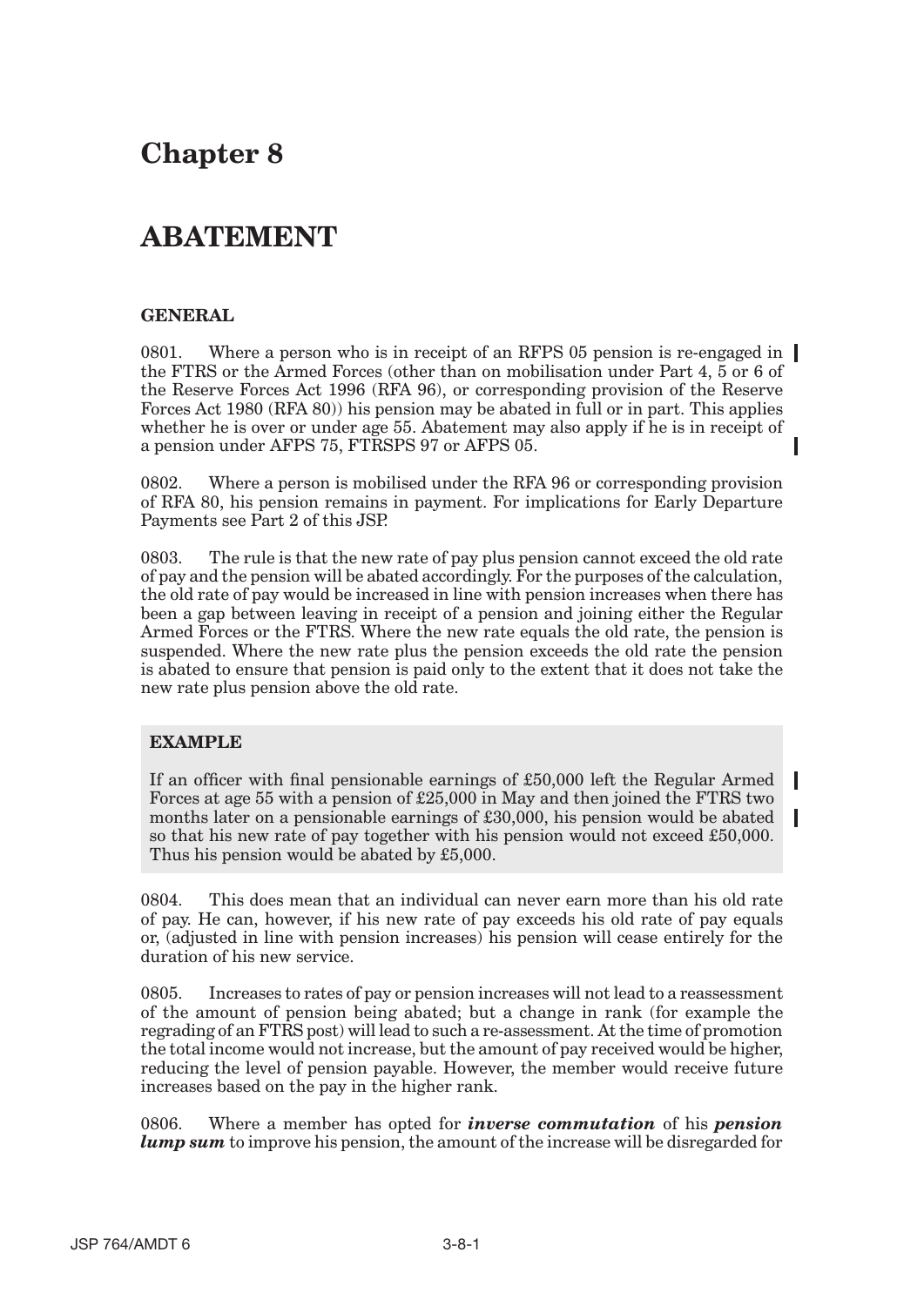# Chapter 8

# ABATEMENT

### GENERAL

0801. Where a person who is in receipt of an RFPS 05 pension is re-engaged in the FTRS or the Armed Forces (other than on mobilisation under Part 4, 5 or 6 of the Reserve Forces Act 1996 (RFA 96), or corresponding provision of the Reserve Forces Act 1980 (RFA 80)) his pension may be abated in full or in part. This applies whether he is over or under age 55. Abatement may also apply if he is in receipt of a pension under AFPS 75, FTRSPS 97 or AFPS 05.

0802. Where a person is mobilised under the RFA 96 or corresponding provision of RFA 80, his pension remains in payment. For implications for Early Departure Payments see Part 2 of this JSP.

0803. The rule is that the new rate of pay plus pension cannot exceed the old rate of pay and the pension will be abated accordingly. For the purposes of the calculation, the old rate of pay would be increased in line with pension increases when there has been a gap between leaving in receipt of a pension and joining either the Regular Armed Forces or the FTRS. Where the new rate equals the old rate, the pension is suspended. Where the new rate plus the pension exceeds the old rate the pension is abated to ensure that pension is paid only to the extent that it does not take the new rate plus pension above the old rate.

> **EXAMPLE**
>
> If an officer with final pensionable earnings of £50,000 left the Regular Armed Forces at age 55 with a pension of £25,000 in May and then joined the FTRS two months later on a pensionable earnings of £30,000, his pension would be abated so that his new rate of pay together with his pension would not exceed £50,000. Thus his pension would be abated by £5,000.

0804. This does mean that an individual can never earn more than his old rate of pay. He can, however, if his new rate of pay exceeds his old rate of pay equals or, (adjusted in line with pension increases) his pension will cease entirely for the duration of his new service.

0805. Increases to rates of pay or pension increases will not lead to a reassessment of the amount of pension being abated; but a change in rank (for example the regrading of an FTRS post) will lead to such a re-assessment. At the time of promotion the total income would not increase, but the amount of pay received would be higher, reducing the level of pension payable. However, the member would receive future increases based on the pay in the higher rank.

0806. Where a member has opted for ***inverse commutation*** of his ***pension lump sum*** to improve his pension, the amount of the increase will be disregarded for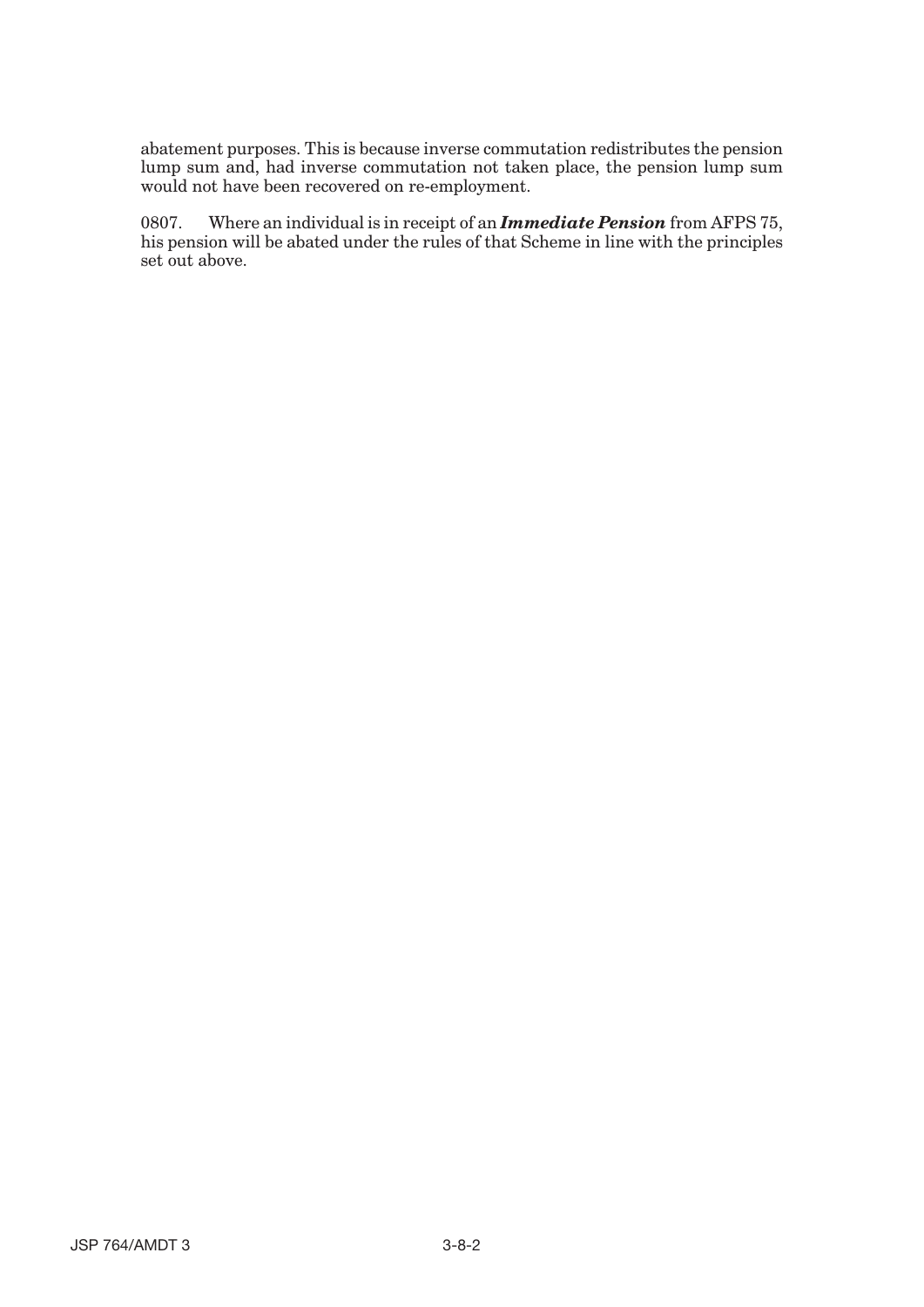abatement purposes. This is because inverse commutation redistributes the pension lump sum and, had inverse commutation not taken place, the pension lump sum would not have been recovered on re-employment.

0807. Where an individual is in receipt of an ***Immediate Pension*** from AFPS 75, his pension will be abated under the rules of that Scheme in line with the principles set out above.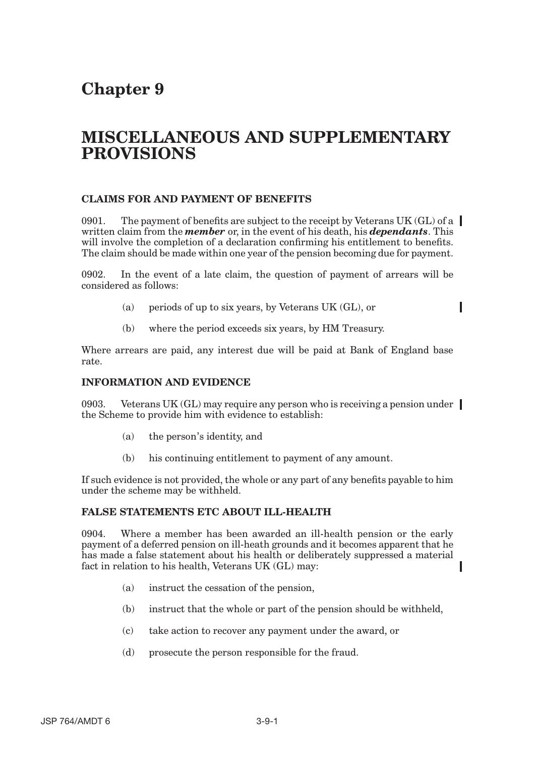# Chapter 9

# MISCELLANEOUS AND SUPPLEMENTARY PROVISIONS

### CLAIMS FOR AND PAYMENT OF BENEFITS

0901. The payment of benefits are subject to the receipt by Veterans UK (GL) of a written claim from the ***member*** or, in the event of his death, his ***dependants***. This will involve the completion of a declaration confirming his entitlement to benefits. The claim should be made within one year of the pension becoming due for payment.

0902. In the event of a late claim, the question of payment of arrears will be considered as follows:

- (a) periods of up to six years, by Veterans UK (GL), or
- (b) where the period exceeds six years, by HM Treasury.

Where arrears are paid, any interest due will be paid at Bank of England base rate.

### INFORMATION AND EVIDENCE

0903. Veterans UK (GL) may require any person who is receiving a pension under the Scheme to provide him with evidence to establish:

- (a) the person's identity, and
- (b) his continuing entitlement to payment of any amount.

If such evidence is not provided, the whole or any part of any benefits payable to him under the scheme may be withheld.

### FALSE STATEMENTS ETC ABOUT ILL-HEALTH

0904. Where a member has been awarded an ill-health pension or the early payment of a deferred pension on ill-heath grounds and it becomes apparent that he has made a false statement about his health or deliberately suppressed a material fact in relation to his health, Veterans UK (GL) may:

- (a) instruct the cessation of the pension,
- (b) instruct that the whole or part of the pension should be withheld,
- (c) take action to recover any payment under the award, or
- (d) prosecute the person responsible for the fraud.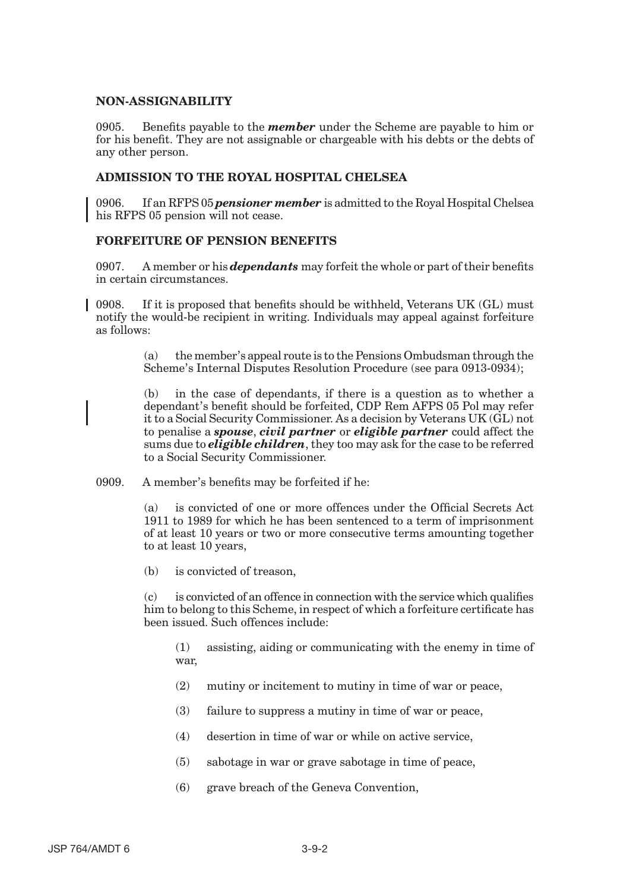**NON-ASSIGNABILITY**

0905. Benefits payable to the ***member*** under the Scheme are payable to him or for his benefit. They are not assignable or chargeable with his debts or the debts of any other person.

**ADMISSION TO THE ROYAL HOSPITAL CHELSEA**

0906. If an RFPS 05 ***pensioner member*** is admitted to the Royal Hospital Chelsea his RFPS 05 pension will not cease.

**FORFEITURE OF PENSION BENEFITS**

0907. A member or his ***dependants*** may forfeit the whole or part of their benefits in certain circumstances.

0908. If it is proposed that benefits should be withheld, Veterans UK (GL) must notify the would-be recipient in writing. Individuals may appeal against forfeiture as follows:

(a) the member's appeal route is to the Pensions Ombudsman through the Scheme's Internal Disputes Resolution Procedure (see para 0913-0934);

(b) in the case of dependants, if there is a question as to whether a dependant's benefit should be forfeited, CDP Rem AFPS 05 Pol may refer it to a Social Security Commissioner. As a decision by Veterans UK (GL) not to penalise a ***spouse***, ***civil partner*** or ***eligible partner*** could affect the sums due to ***eligible children***, they too may ask for the case to be referred to a Social Security Commissioner.

0909. A member's benefits may be forfeited if he:

(a) is convicted of one or more offences under the Official Secrets Act 1911 to 1989 for which he has been sentenced to a term of imprisonment of at least 10 years or two or more consecutive terms amounting together to at least 10 years,

(b) is convicted of treason,

(c) is convicted of an offence in connection with the service which qualifies him to belong to this Scheme, in respect of which a forfeiture certificate has been issued. Such offences include:

(1) assisting, aiding or communicating with the enemy in time of war,

(2) mutiny or incitement to mutiny in time of war or peace,

(3) failure to suppress a mutiny in time of war or peace,

(4) desertion in time of war or while on active service,

(5) sabotage in war or grave sabotage in time of peace,

(6) grave breach of the Geneva Convention,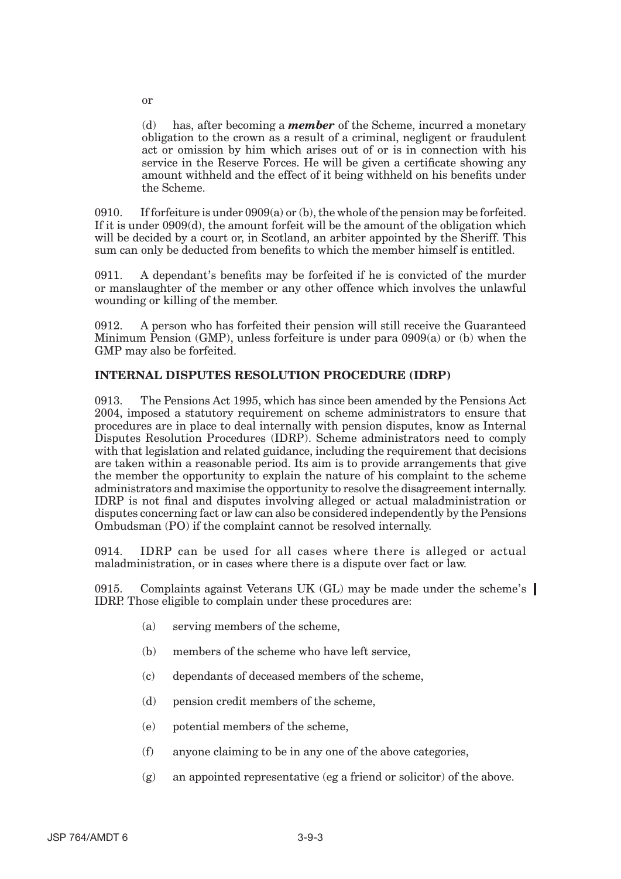or

(d) has, after becoming a ***member*** of the Scheme, incurred a monetary obligation to the crown as a result of a criminal, negligent or fraudulent act or omission by him which arises out of or is in connection with his service in the Reserve Forces. He will be given a certificate showing any amount withheld and the effect of it being withheld on his benefits under the Scheme.

0910. If forfeiture is under 0909(a) or (b), the whole of the pension may be forfeited. If it is under 0909(d), the amount forfeit will be the amount of the obligation which will be decided by a court or, in Scotland, an arbiter appointed by the Sheriff. This sum can only be deducted from benefits to which the member himself is entitled.

0911. A dependant's benefits may be forfeited if he is convicted of the murder or manslaughter of the member or any other offence which involves the unlawful wounding or killing of the member.

0912. A person who has forfeited their pension will still receive the Guaranteed Minimum Pension (GMP), unless forfeiture is under para 0909(a) or (b) when the GMP may also be forfeited.

## INTERNAL DISPUTES RESOLUTION PROCEDURE (IDRP)

0913. The Pensions Act 1995, which has since been amended by the Pensions Act 2004, imposed a statutory requirement on scheme administrators to ensure that procedures are in place to deal internally with pension disputes, know as Internal Disputes Resolution Procedures (IDRP). Scheme administrators need to comply with that legislation and related guidance, including the requirement that decisions are taken within a reasonable period. Its aim is to provide arrangements that give the member the opportunity to explain the nature of his complaint to the scheme administrators and maximise the opportunity to resolve the disagreement internally. IDRP is not final and disputes involving alleged or actual maladministration or disputes concerning fact or law can also be considered independently by the Pensions Ombudsman (PO) if the complaint cannot be resolved internally.

0914. IDRP can be used for all cases where there is alleged or actual maladministration, or in cases where there is a dispute over fact or law.

0915. Complaints against Veterans UK (GL) may be made under the scheme's IDRP. Those eligible to complain under these procedures are:

(a) serving members of the scheme,

(b) members of the scheme who have left service,

(c) dependants of deceased members of the scheme,

(d) pension credit members of the scheme,

(e) potential members of the scheme,

(f) anyone claiming to be in any one of the above categories,

(g) an appointed representative (eg a friend or solicitor) of the above.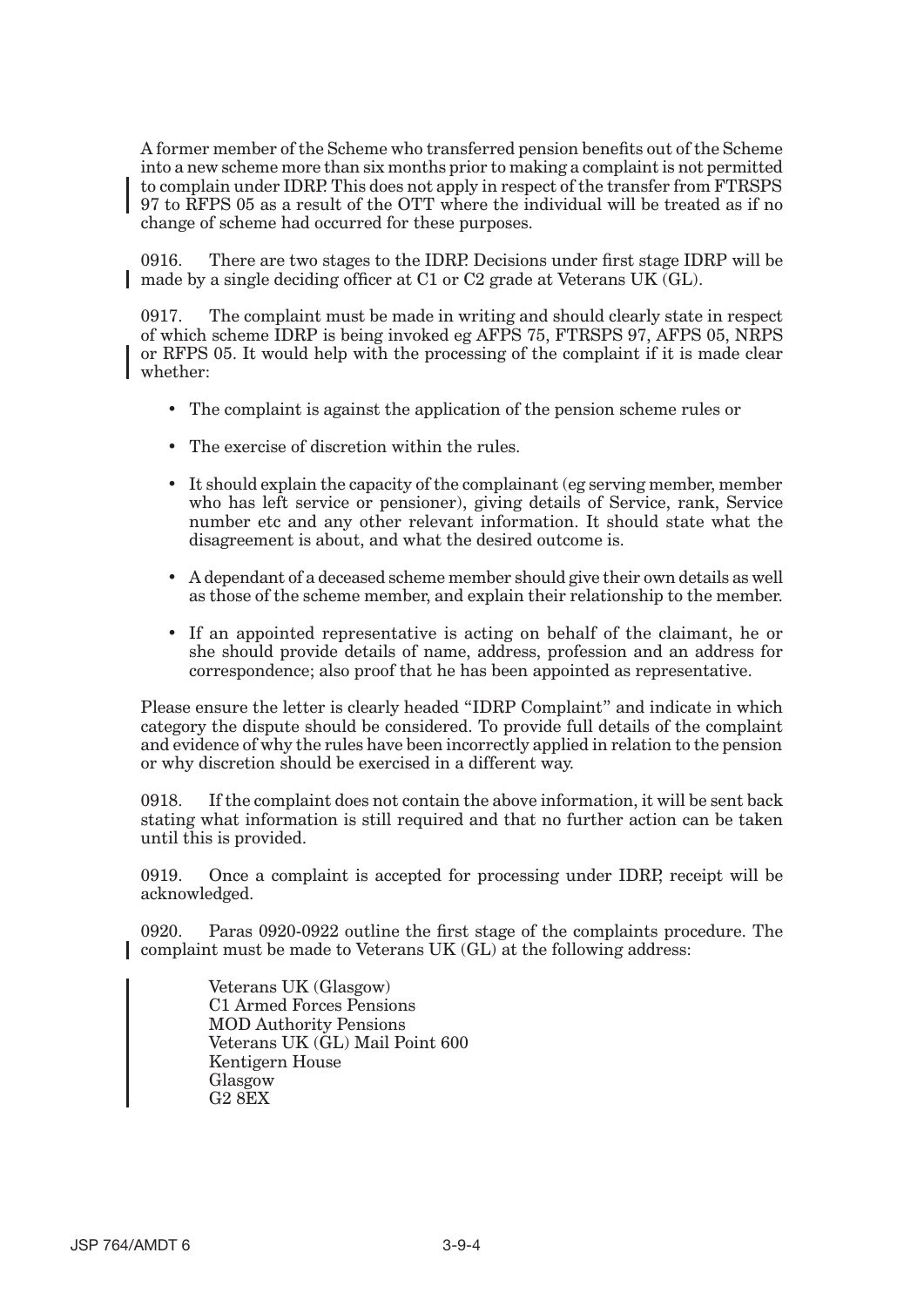A former member of the Scheme who transferred pension benefits out of the Scheme into a new scheme more than six months prior to making a complaint is not permitted to complain under IDRP. This does not apply in respect of the transfer from FTRSPS 97 to RFPS 05 as a result of the OTT where the individual will be treated as if no change of scheme had occurred for these purposes.

0916. There are two stages to the IDRP. Decisions under first stage IDRP will be made by a single deciding officer at C1 or C2 grade at Veterans UK (GL).

0917. The complaint must be made in writing and should clearly state in respect of which scheme IDRP is being invoked eg AFPS 75, FTRSPS 97, AFPS 05, NRPS or RFPS 05. It would help with the processing of the complaint if it is made clear whether:

- The complaint is against the application of the pension scheme rules or
- The exercise of discretion within the rules.
- It should explain the capacity of the complainant (eg serving member, member who has left service or pensioner), giving details of Service, rank, Service number etc and any other relevant information. It should state what the disagreement is about, and what the desired outcome is.
- A dependant of a deceased scheme member should give their own details as well as those of the scheme member, and explain their relationship to the member.
- If an appointed representative is acting on behalf of the claimant, he or she should provide details of name, address, profession and an address for correspondence; also proof that he has been appointed as representative.

Please ensure the letter is clearly headed "IDRP Complaint" and indicate in which category the dispute should be considered. To provide full details of the complaint and evidence of why the rules have been incorrectly applied in relation to the pension or why discretion should be exercised in a different way.

0918. If the complaint does not contain the above information, it will be sent back stating what information is still required and that no further action can be taken until this is provided.

0919. Once a complaint is accepted for processing under IDRP, receipt will be acknowledged.

0920. Paras 0920-0922 outline the first stage of the complaints procedure. The complaint must be made to Veterans UK (GL) at the following address:

Veterans UK (Glasgow)
C1 Armed Forces Pensions
MOD Authority Pensions
Veterans UK (GL) Mail Point 600
Kentigern House
Glasgow
G2 8EX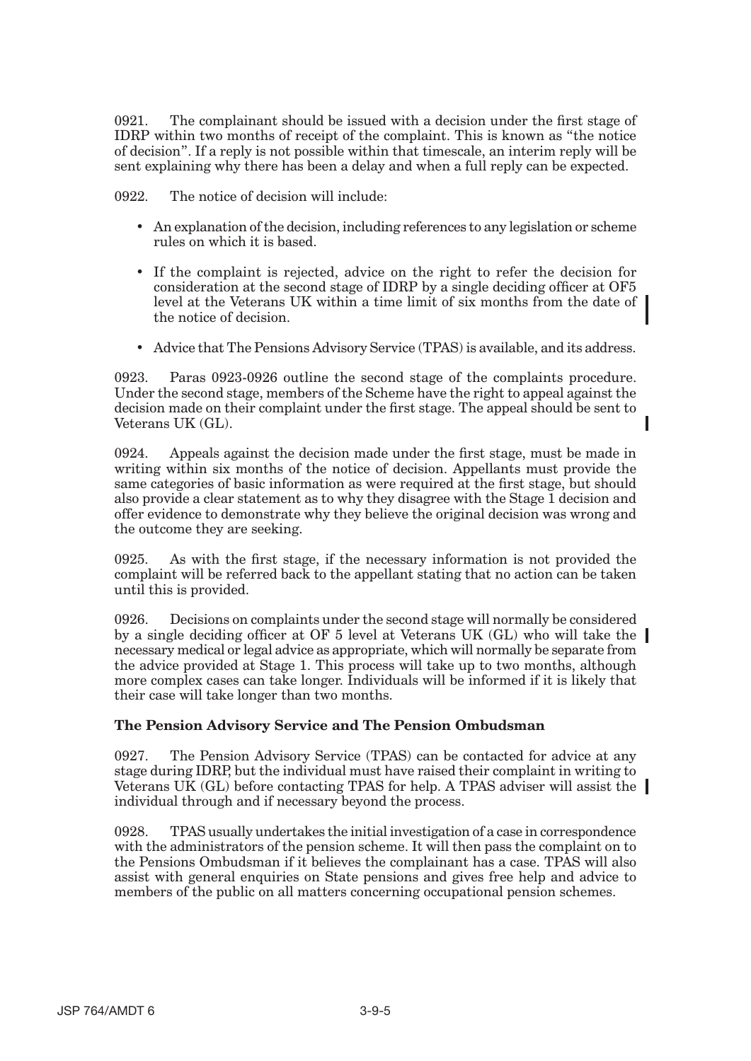0921. The complainant should be issued with a decision under the first stage of IDRP within two months of receipt of the complaint. This is known as "the notice of decision". If a reply is not possible within that timescale, an interim reply will be sent explaining why there has been a delay and when a full reply can be expected.

0922. The notice of decision will include:

- An explanation of the decision, including references to any legislation or scheme rules on which it is based.
- If the complaint is rejected, advice on the right to refer the decision for consideration at the second stage of IDRP by a single deciding officer at OF5 level at the Veterans UK within a time limit of six months from the date of the notice of decision.
- Advice that The Pensions Advisory Service (TPAS) is available, and its address.

0923. Paras 0923-0926 outline the second stage of the complaints procedure. Under the second stage, members of the Scheme have the right to appeal against the decision made on their complaint under the first stage. The appeal should be sent to Veterans UK (GL).

0924. Appeals against the decision made under the first stage, must be made in writing within six months of the notice of decision. Appellants must provide the same categories of basic information as were required at the first stage, but should also provide a clear statement as to why they disagree with the Stage 1 decision and offer evidence to demonstrate why they believe the original decision was wrong and the outcome they are seeking.

0925. As with the first stage, if the necessary information is not provided the complaint will be referred back to the appellant stating that no action can be taken until this is provided.

0926. Decisions on complaints under the second stage will normally be considered by a single deciding officer at OF 5 level at Veterans UK (GL) who will take the necessary medical or legal advice as appropriate, which will normally be separate from the advice provided at Stage 1. This process will take up to two months, although more complex cases can take longer. Individuals will be informed if it is likely that their case will take longer than two months.

**The Pension Advisory Service and The Pension Ombudsman**

0927. The Pension Advisory Service (TPAS) can be contacted for advice at any stage during IDRP, but the individual must have raised their complaint in writing to Veterans UK (GL) before contacting TPAS for help. A TPAS adviser will assist the individual through and if necessary beyond the process.

0928. TPAS usually undertakes the initial investigation of a case in correspondence with the administrators of the pension scheme. It will then pass the complaint on to the Pensions Ombudsman if it believes the complainant has a case. TPAS will also assist with general enquiries on State pensions and gives free help and advice to members of the public on all matters concerning occupational pension schemes.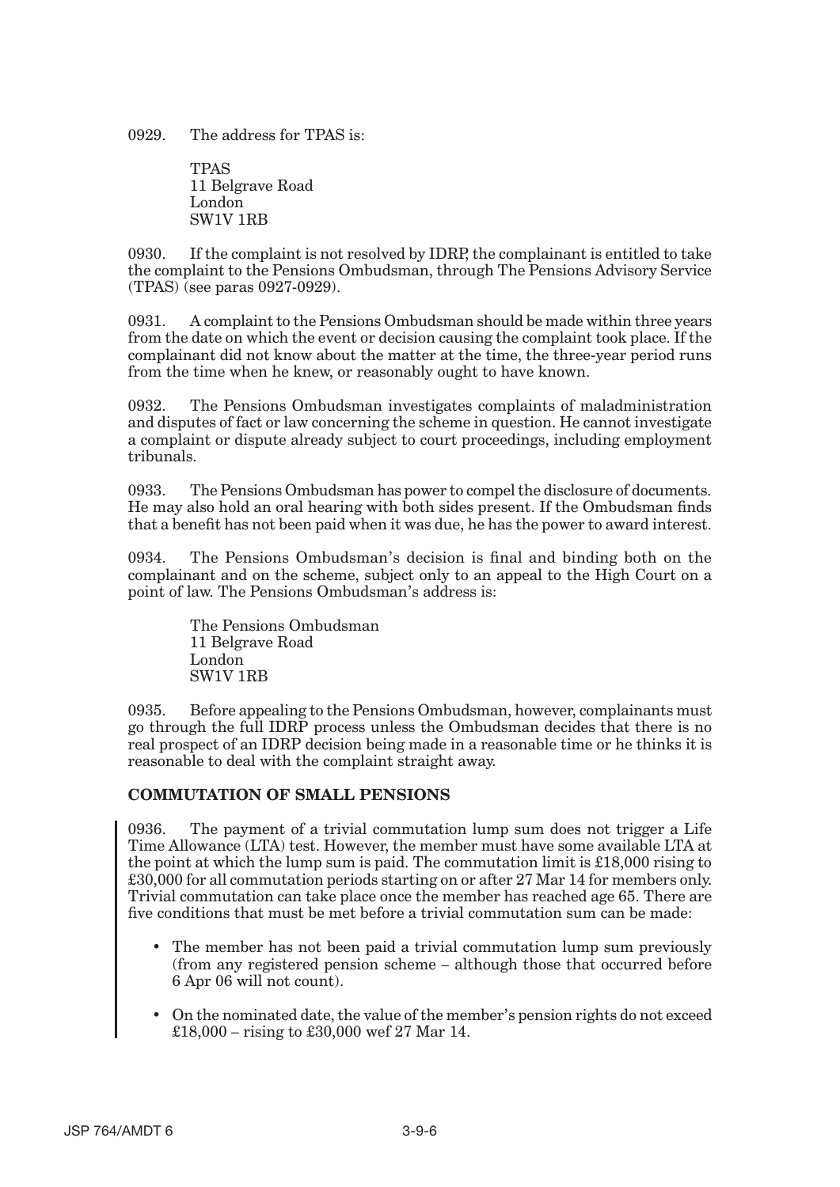0929. The address for TPAS is:

TPAS
11 Belgrave Road
London
SW1V 1RB

0930. If the complaint is not resolved by IDRP, the complainant is entitled to take the complaint to the Pensions Ombudsman, through The Pensions Advisory Service (TPAS) (see paras 0927-0929).

0931. A complaint to the Pensions Ombudsman should be made within three years from the date on which the event or decision causing the complaint took place. If the complainant did not know about the matter at the time, the three-year period runs from the time when he knew, or reasonably ought to have known.

0932. The Pensions Ombudsman investigates complaints of maladministration and disputes of fact or law concerning the scheme in question. He cannot investigate a complaint or dispute already subject to court proceedings, including employment tribunals.

0933. The Pensions Ombudsman has power to compel the disclosure of documents. He may also hold an oral hearing with both sides present. If the Ombudsman finds that a benefit has not been paid when it was due, he has the power to award interest.

0934. The Pensions Ombudsman's decision is final and binding both on the complainant and on the scheme, subject only to an appeal to the High Court on a point of law. The Pensions Ombudsman's address is:

The Pensions Ombudsman
11 Belgrave Road
London
SW1V 1RB

0935. Before appealing to the Pensions Ombudsman, however, complainants must go through the full IDRP process unless the Ombudsman decides that there is no real prospect of an IDRP decision being made in a reasonable time or he thinks it is reasonable to deal with the complaint straight away.

## COMMUTATION OF SMALL PENSIONS

0936. The payment of a trivial commutation lump sum does not trigger a Life Time Allowance (LTA) test. However, the member must have some available LTA at the point at which the lump sum is paid. The commutation limit is £18,000 rising to £30,000 for all commutation periods starting on or after 27 Mar 14 for members only. Trivial commutation can take place once the member has reached age 65. There are five conditions that must be met before a trivial commutation sum can be made:

- The member has not been paid a trivial commutation lump sum previously (from any registered pension scheme – although those that occurred before 6 Apr 06 will not count).

- On the nominated date, the value of the member's pension rights do not exceed £18,000 – rising to £30,000 wef 27 Mar 14.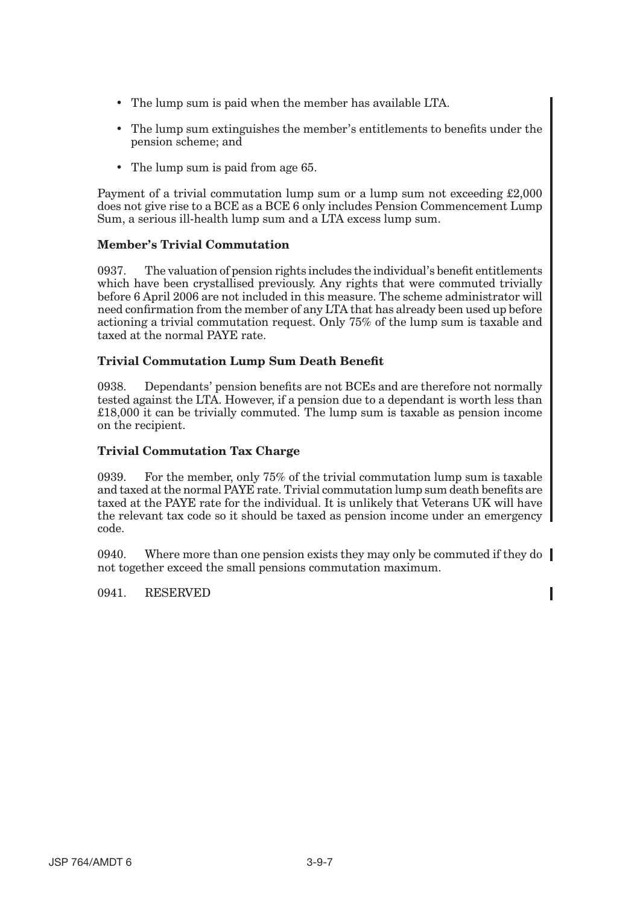- The lump sum is paid when the member has available LTA.
- The lump sum extinguishes the member's entitlements to benefits under the pension scheme; and
- The lump sum is paid from age 65.

Payment of a trivial commutation lump sum or a lump sum not exceeding £2,000 does not give rise to a BCE as a BCE 6 only includes Pension Commencement Lump Sum, a serious ill-health lump sum and a LTA excess lump sum.

**Member's Trivial Commutation**

0937. The valuation of pension rights includes the individual's benefit entitlements which have been crystallised previously. Any rights that were commuted trivially before 6 April 2006 are not included in this measure. The scheme administrator will need confirmation from the member of any LTA that has already been used up before actioning a trivial commutation request. Only 75% of the lump sum is taxable and taxed at the normal PAYE rate.

**Trivial Commutation Lump Sum Death Benefit**

0938. Dependants' pension benefits are not BCEs and are therefore not normally tested against the LTA. However, if a pension due to a dependant is worth less than £18,000 it can be trivially commuted. The lump sum is taxable as pension income on the recipient.

**Trivial Commutation Tax Charge**

0939. For the member, only 75% of the trivial commutation lump sum is taxable and taxed at the normal PAYE rate. Trivial commutation lump sum death benefits are taxed at the PAYE rate for the individual. It is unlikely that Veterans UK will have the relevant tax code so it should be taxed as pension income under an emergency code.

0940. Where more than one pension exists they may only be commuted if they do not together exceed the small pensions commutation maximum.

0941. RESERVED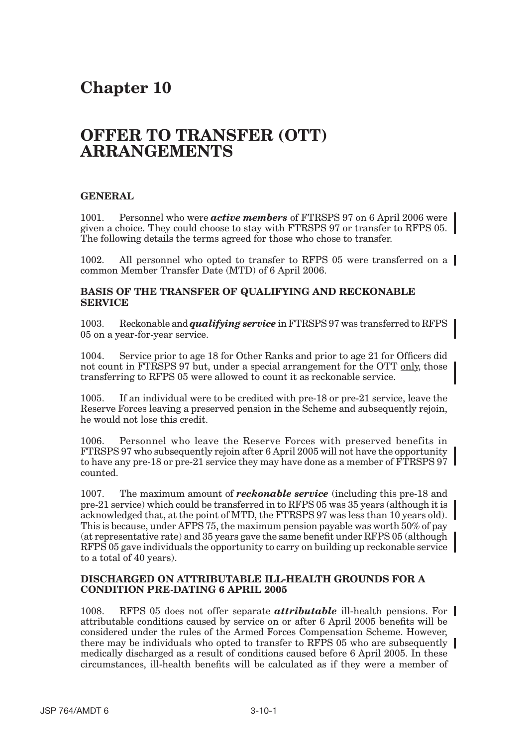# Chapter 10

# OFFER TO TRANSFER (OTT) ARRANGEMENTS

## GENERAL

1001. Personnel who were ***active members*** of FTRSPS 97 on 6 April 2006 were given a choice. They could choose to stay with FTRSPS 97 or transfer to RFPS 05. The following details the terms agreed for those who chose to transfer.

1002. All personnel who opted to transfer to RFPS 05 were transferred on a common Member Transfer Date (MTD) of 6 April 2006.

## BASIS OF THE TRANSFER OF QUALIFYING AND RECKONABLE SERVICE

1003. Reckonable and ***qualifying service*** in FTRSPS 97 was transferred to RFPS 05 on a year-for-year service.

1004. Service prior to age 18 for Other Ranks and prior to age 21 for Officers did not count in FTRSPS 97 but, under a special arrangement for the OTT only, those transferring to RFPS 05 were allowed to count it as reckonable service.

1005. If an individual were to be credited with pre-18 or pre-21 service, leave the Reserve Forces leaving a preserved pension in the Scheme and subsequently rejoin, he would not lose this credit.

1006. Personnel who leave the Reserve Forces with preserved benefits in FTRSPS 97 who subsequently rejoin after 6 April 2005 will not have the opportunity to have any pre-18 or pre-21 service they may have done as a member of FTRSPS 97 counted.

1007. The maximum amount of ***reckonable service*** (including this pre-18 and pre-21 service) which could be transferred in to RFPS 05 was 35 years (although it is acknowledged that, at the point of MTD, the FTRSPS 97 was less than 10 years old). This is because, under AFPS 75, the maximum pension payable was worth 50% of pay (at representative rate) and 35 years gave the same benefit under RFPS 05 (although RFPS 05 gave individuals the opportunity to carry on building up reckonable service to a total of 40 years).

## DISCHARGED ON ATTRIBUTABLE ILL-HEALTH GROUNDS FOR A CONDITION PRE-DATING 6 APRIL 2005

1008. RFPS 05 does not offer separate ***attributable*** ill-health pensions. For attributable conditions caused by service on or after 6 April 2005 benefits will be considered under the rules of the Armed Forces Compensation Scheme. However, there may be individuals who opted to transfer to RFPS 05 who are subsequently medically discharged as a result of conditions caused before 6 April 2005. In these circumstances, ill-health benefits will be calculated as if they were a member of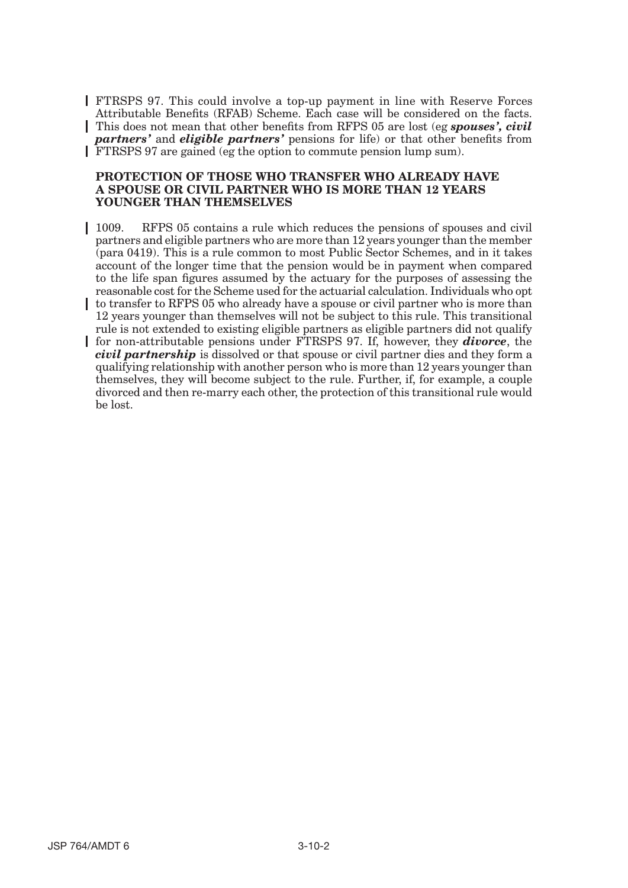FTRSPS 97. This could involve a top-up payment in line with Reserve Forces Attributable Benefits (RFAB) Scheme. Each case will be considered on the facts. This does not mean that other benefits from RFPS 05 are lost (eg ***spouses', civil partners'*** and ***eligible partners'*** pensions for life) or that other benefits from FTRSPS 97 are gained (eg the option to commute pension lump sum).

**PROTECTION OF THOSE WHO TRANSFER WHO ALREADY HAVE A SPOUSE OR CIVIL PARTNER WHO IS MORE THAN 12 YEARS YOUNGER THAN THEMSELVES**

1009. RFPS 05 contains a rule which reduces the pensions of spouses and civil partners and eligible partners who are more than 12 years younger than the member (para 0419). This is a rule common to most Public Sector Schemes, and in it takes account of the longer time that the pension would be in payment when compared to the life span figures assumed by the actuary for the purposes of assessing the reasonable cost for the Scheme used for the actuarial calculation. Individuals who opt to transfer to RFPS 05 who already have a spouse or civil partner who is more than 12 years younger than themselves will not be subject to this rule. This transitional rule is not extended to existing eligible partners as eligible partners did not qualify for non-attributable pensions under FTRSPS 97. If, however, they ***divorce***, the ***civil partnership*** is dissolved or that spouse or civil partner dies and they form a qualifying relationship with another person who is more than 12 years younger than themselves, they will become subject to the rule. Further, if, for example, a couple divorced and then re-marry each other, the protection of this transitional rule would be lost.